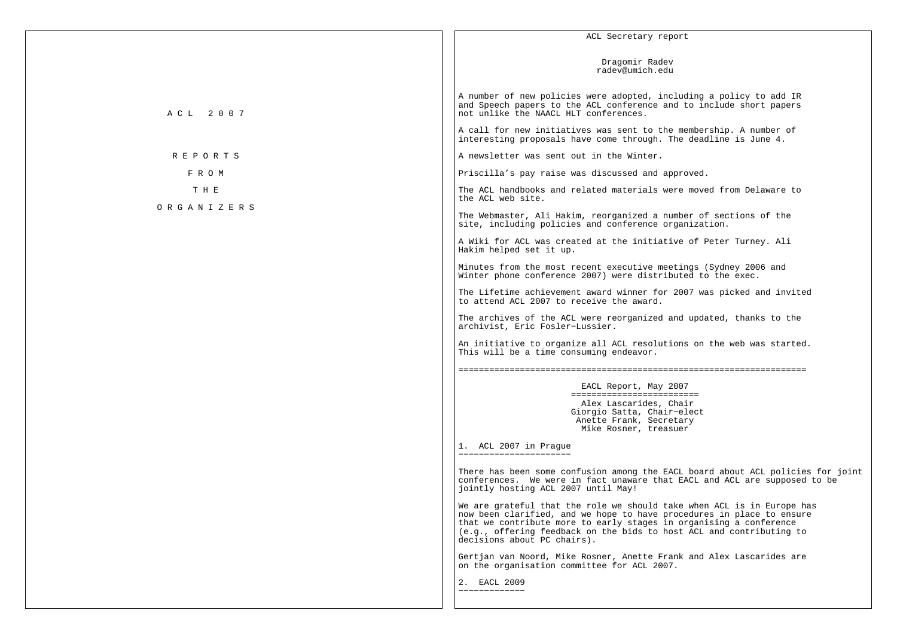# ACL 2007

# REPORTS FROM THE ORGANIZERS

## ACL Secretary report

Dragomir Radev
radev@umich.edu

A number of new policies were adopted, including a policy to add IR and Speech papers to the ACL conference and to include short papers not unlike the NAACL HLT conferences.

A call for new initiatives was sent to the membership. A number of interesting proposals have come through. The deadline is June 4.

A newsletter was sent out in the Winter.

Priscilla's pay raise was discussed and approved.

The ACL handbooks and related materials were moved from Delaware to the ACL web site.

The Webmaster, Ali Hakim, reorganized a number of sections of the site, including policies and conference organization.

A Wiki for ACL was created at the initiative of Peter Turney. Ali Hakim helped set it up.

Minutes from the most recent executive meetings (Sydney 2006 and Winter phone conference 2007) were distributed to the exec.

The Lifetime achievement award winner for 2007 was picked and invited to attend ACL 2007 to receive the award.

The archives of the ACL were reorganized and updated, thanks to the archivist, Eric Fosler-Lussier.

An initiative to organize all ACL resolutions on the web was started. This will be a time consuming endeavor.

---

## EACL Report, May 2007

Alex Lascarides, Chair
Giorgio Satta, Chair-elect
Anette Frank, Secretary
Mike Rosner, treasuer

### 1. ACL 2007 in Prague

There has been some confusion among the EACL board about ACL policies for joint conferences. We were in fact unaware that EACL and ACL are supposed to be jointly hosting ACL 2007 until May!

We are grateful that the role we should take when ACL is in Europe has now been clarified, and we hope to have procedures in place to ensure that we contribute more to early stages in organising a conference (e.g., offering feedback on the bids to host ACL and contributing to decisions about PC chairs).

Gertjan van Noord, Mike Rosner, Anette Frank and Alex Lascarides are on the organisation committee for ACL 2007.

### 2. EACL 2009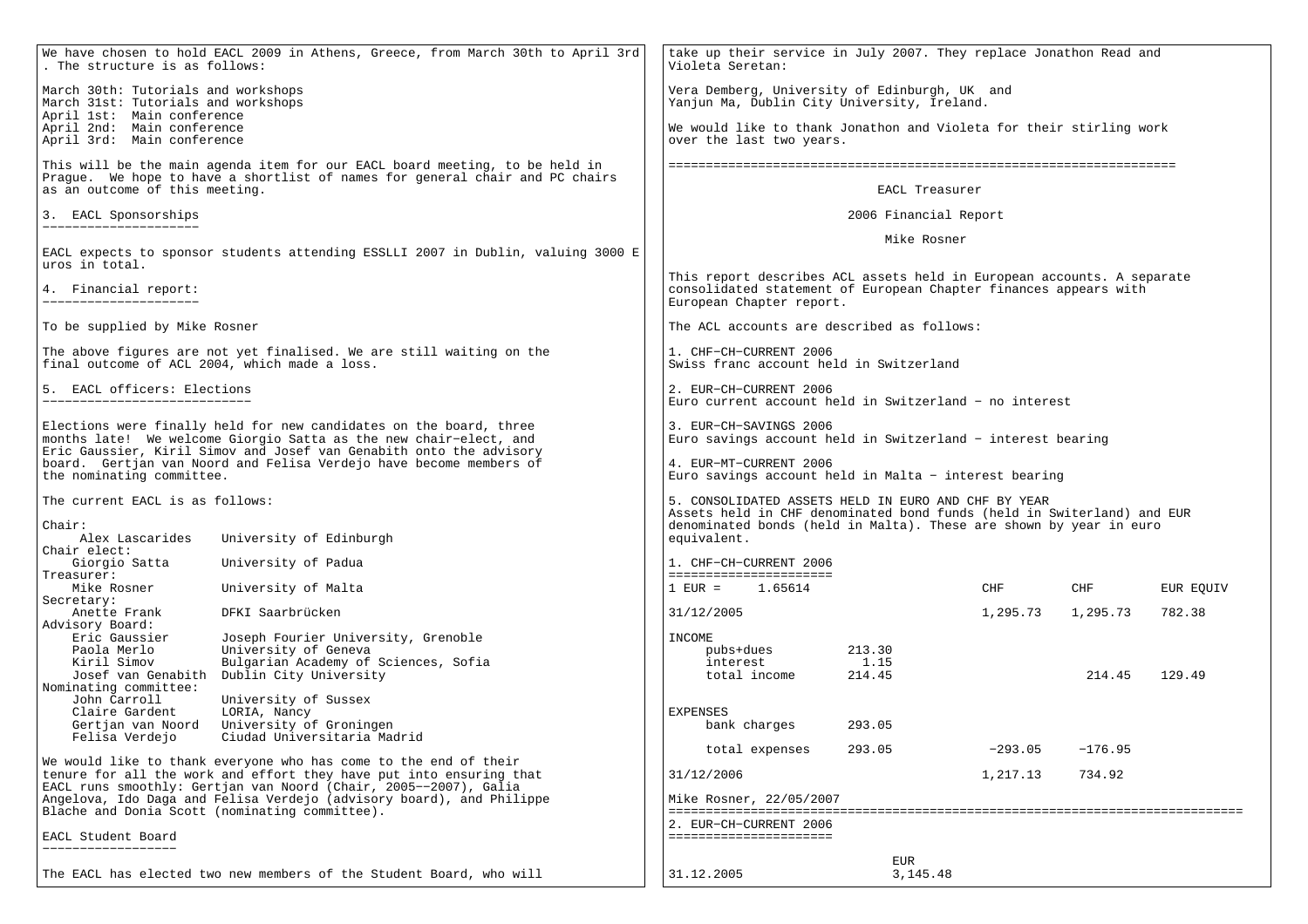We have chosen to hold EACL 2009 in Athens, Greece, from March 30th to April 3rd. The structure is as follows:

March 30th: Tutorials and workshops
March 31st: Tutorials and workshops
April 1st: Main conference
April 2nd: Main conference
April 3rd: Main conference

This will be the main agenda item for our EACL board meeting, to be held in Prague. We hope to have a shortlist of names for general chair and PC chairs as an outcome of this meeting.

## 3. EACL Sponsorships

EACL expects to sponsor students attending ESSLLI 2007 in Dublin, valuing 3000 Euros in total.

## 4. Financial report:

To be supplied by Mike Rosner

The above figures are not yet finalised. We are still waiting on the final outcome of ACL 2004, which made a loss.

## 5. EACL officers: Elections

Elections were finally held for new candidates on the board, three months late! We welcome Giorgio Satta as the new chair-elect, and Eric Gaussier, Kiril Simov and Josef van Genabith onto the advisory board. Gertjan van Noord and Felisa Verdejo have become members of the nominating committee.

The current EACL is as follows:

Chair:
- Alex Lascarides — University of Edinburgh

Chair elect:
- Giorgio Satta — University of Padua

Treasurer:
- Mike Rosner — University of Malta

Secretary:
- Anette Frank — DFKI Saarbrücken

Advisory Board:
- Eric Gaussier — Joseph Fourier University, Grenoble
- Paola Merlo — University of Geneva
- Kiril Simov — Bulgarian Academy of Sciences, Sofia
- Josef van Genabith — Dublin City University

Nominating committee:
- John Carroll — University of Sussex
- Claire Gardent — LORIA, Nancy
- Gertjan van Noord — University of Groningen
- Felisa Verdejo — Ciudad Universitaria Madrid

We would like to thank everyone who has come to the end of their tenure for all the work and effort they have put into ensuring that EACL runs smoothly: Gertjan van Noord (Chair, 2005--2007), Galia Angelova, Ido Daga and Felisa Verdejo (advisory board), and Philippe Blache and Donia Scott (nominating committee).

## EACL Student Board

The EACL has elected two new members of the Student Board, who will take up their service in July 2007. They replace Jonathon Read and Violeta Seretan:

Vera Demberg, University of Edinburgh, UK and
Yanjun Ma, Dublin City University, Ireland.

We would like to thank Jonathon and Violeta for their stirling work over the last two years.

---

# EACL Treasurer

## 2006 Financial Report

Mike Rosner

This report describes ACL assets held in European accounts. A separate consolidated statement of European Chapter finances appears with European Chapter report.

The ACL accounts are described as follows:

1. CHF-CH-CURRENT 2006
Swiss franc account held in Switzerland

2. EUR-CH-CURRENT 2006
Euro current account held in Switzerland - no interest

3. EUR-CH-SAVINGS 2006
Euro savings account held in Switzerland - interest bearing

4. EUR-MT-CURRENT 2006
Euro savings account held in Malta - interest bearing

5. CONSOLIDATED ASSETS HELD IN EURO AND CHF BY YEAR
Assets held in CHF denominated bond funds (held in Switerland) and EUR denominated bonds (held in Malta). These are shown by year in euro equivalent.

### 1. CHF-CH-CURRENT 2006

| 1 EUR = 1.65614 | | CHF | CHF | EUR EQUIV |
|---|---|---|---|---|
| 31/12/2005 | | 1,295.73 | 1,295.73 | 782.38 |
| INCOME | | | | |
| pubs+dues | 213.30 | | | |
| interest | 1.15 | | | |
| total income | 214.45 | | 214.45 | 129.49 |
| EXPENSES | | | | |
| bank charges | 293.05 | | | |
| total expenses | 293.05 | -293.05 | -176.95 | |
| 31/12/2006 | | 1,217.13 | 734.92 | |

Mike Rosner, 22/05/2007

---

### 2. EUR-CH-CURRENT 2006

| | EUR |
|---|---|
| 31.12.2005 | 3,145.48 |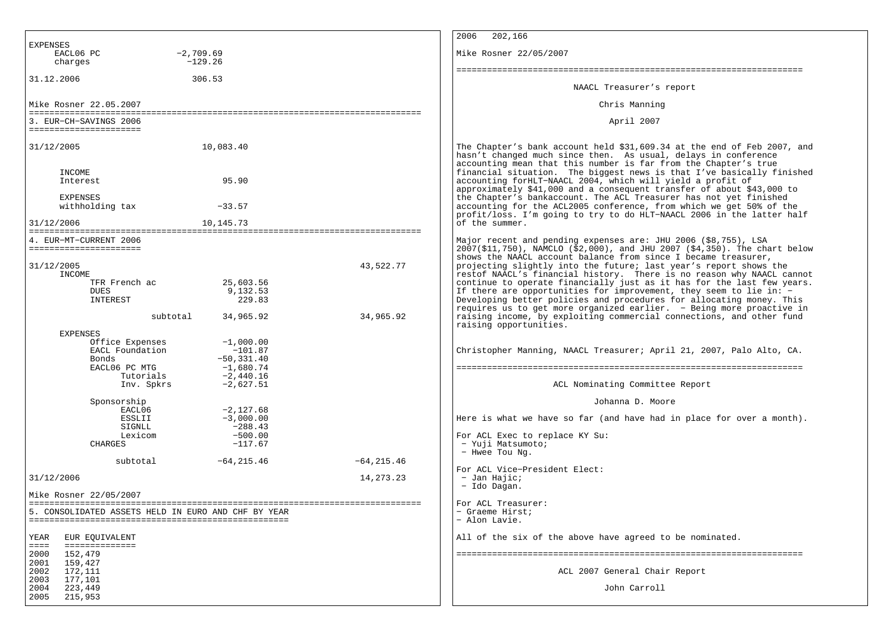EXPENSES

| | |
|---|---|
| EACL06 PC | −2,709.69 |
| charges | −129.26 |
| 31.12.2006 | 306.53 |

Mike Rosner 22.05.2007

## 3. EUR−CH−SAVINGS 2006

| | |
|---|---|
| 31/12/2005 | 10,083.40 |
| INCOME | |
| Interest | 95.90 |
| EXPENSES | |
| withholding tax | −33.57 |
| 31/12/2006 | 10,145.73 |

## 4. EUR−MT−CURRENT 2006

| | | | |
|---|---|---|---|
| 31/12/2005 | | | 43,522.77 |
| INCOME | | | |
| TFR French ac | | 25,603.56 | |
| DUES | | 9,132.53 | |
| INTEREST | | 229.83 | |
| | subtotal | 34,965.92 | 34,965.92 |
| EXPENSES | | | |
| Office Expenses | | −1,000.00 | |
| EACL Foundation | | −101.87 | |
| Bonds | | −50,331.40 | |
| EACL06 PC MTG | | −1,680.74 | |
| Tutorials | | −2,440.16 | |
| Inv. Spkrs | | −2,627.51 | |
| Sponsorship | | | |
| EACL06 | | −2,127.68 | |
| ESSLII | | −3,000.00 | |
| SIGNLL | | −288.43 | |
| Lexicom | | −500.00 | |
| CHARGES | | −117.67 | |
| | subtotal | −64,215.46 | −64,215.46 |
| 31/12/2006 | | | 14,273.23 |

Mike Rosner 22/05/2007

## 5. CONSOLIDATED ASSETS HELD IN EURO AND CHF BY YEAR

| YEAR | EUR EQUIVALENT |
|---|---|
| 2000 | 152,479 |
| 2001 | 159,427 |
| 2002 | 172,111 |
| 2003 | 177,101 |
| 2004 | 223,449 |
| 2005 | 215,953 |
| 2006 | 202,166 |

Mike Rosner 22/05/2007

---

## NAACL Treasurer's report

Chris Manning

April 2007

The Chapter's bank account held $31,609.34 at the end of Feb 2007, and hasn't changed much since then. As usual, delays in conference accounting mean that this number is far from the Chapter's true financial situation. The biggest news is that I've basically finished accounting forHLT−NAACL 2004, which will yield a profit of approximately $41,000 and a consequent transfer of about $43,000 to the Chapter's bankaccount. The ACL Treasurer has not yet finished accounting for the ACL2005 conference, from which we get 50% of the profit/loss. I'm going to try to do HLT−NAACL 2006 in the latter half of the summer.

Major recent and pending expenses are: JHU 2006 ($8,755), LSA 2007($11,750), NAMCLO ($2,000), and JHU 2007 ($4,350). The chart below shows the NAACL account balance from since I became treasurer, projecting slightly into the future; last year's report shows the restof NAACL's financial history. There is no reason why NAACL cannot continue to operate financially just as it has for the last few years. If there are opportunities for improvement, they seem to lie in: − Developing better policies and procedures for allocating money. This requires us to get more organized earlier. − Being more proactive in raising income, by exploiting commercial connections, and other fund raising opportunities.

Christopher Manning, NAACL Treasurer; April 21, 2007, Palo Alto, CA.

---

## ACL Nominating Committee Report

Johanna D. Moore

Here is what we have so far (and have had in place for over a month).

For ACL Exec to replace KY Su:
- Yuji Matsumoto;
- Hwee Tou Ng.

For ACL Vice−President Elect:
- Jan Hajic;
- Ido Dagan.

For ACL Treasurer:
- Graeme Hirst;
- Alon Lavie.

All of the six of the above have agreed to be nominated.

---

## ACL 2007 General Chair Report

John Carroll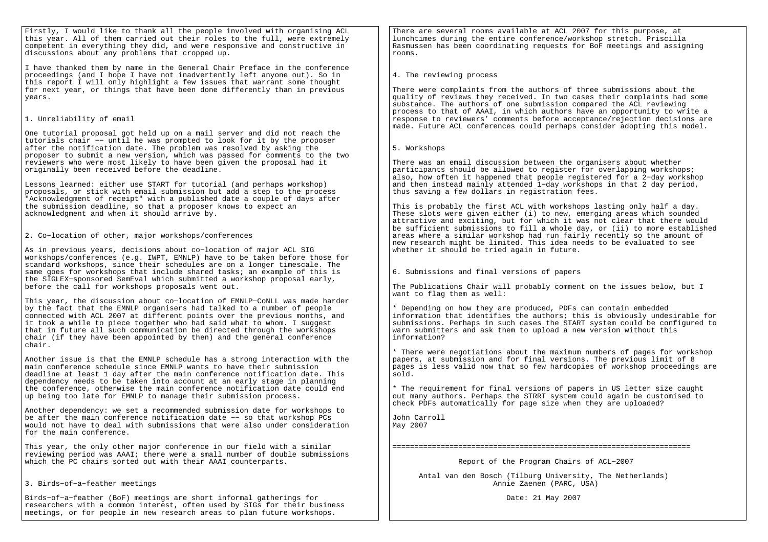Firstly, I would like to thank all the people involved with organising ACL this year. All of them carried out their roles to the full, were extremely competent in everything they did, and were responsive and constructive in discussions about any problems that cropped up.

I have thanked them by name in the General Chair Preface in the conference proceedings (and I hope I have not inadvertently left anyone out). So in this report I will only highlight a few issues that warrant some thought for next year, or things that have been done differently than in previous years.

## 1. Unreliability of email

One tutorial proposal got held up on a mail server and did not reach the tutorials chair -- until he was prompted to look for it by the proposer after the notification date. The problem was resolved by asking the proposer to submit a new version, which was passed for comments to the two reviewers who were most likely to have been given the proposal had it originally been received before the deadline.

Lessons learned: either use START for tutorial (and perhaps workshop) proposals, or stick with email submission but add a step to the process "Acknowledgment of receipt" with a published date a couple of days after the submission deadline, so that a proposer knows to expect an acknowledgment and when it should arrive by.

## 2. Co-location of other, major workshops/conferences

As in previous years, decisions about co-location of major ACL SIG workshops/conferences (e.g. IWPT, EMNLP) have to be taken before those for standard workshops, since their schedules are on a longer timescale. The same goes for workshops that include shared tasks; an example of this is the SIGLEX-sponsored SemEval which submitted a workshop proposal early, before the call for workshops proposals went out.

This year, the discussion about co-location of EMNLP-CoNLL was made harder by the fact that the EMNLP organisers had talked to a number of people connected with ACL 2007 at different points over the previous months, and it took a while to piece together who had said what to whom. I suggest that in future all such communication be directed through the workshops chair (if they have been appointed by then) and the general conference chair.

Another issue is that the EMNLP schedule has a strong interaction with the main conference schedule since EMNLP wants to have their submission deadline at least 1 day after the main conference notification date. This dependency needs to be taken into account at an early stage in planning the conference, otherwise the main conference notification date could end up being too late for EMNLP to manage their submission process.

Another dependency: we set a recommended submission date for workshops to be after the main conference notification date -- so that workshop PCs would not have to deal with submissions that were also under consideration for the main conference.

This year, the only other major conference in our field with a similar reviewing period was AAAI; there were a small number of double submissions which the PC chairs sorted out with their AAAI counterparts.

## 3. Birds-of-a-feather meetings

Birds-of-a-feather (BoF) meetings are short informal gatherings for researchers with a common interest, often used by SIGs for their business meetings, or for people in new research areas to plan future workshops. There are several rooms available at ACL 2007 for this purpose, at lunchtimes during the entire conference/workshop stretch. Priscilla Rasmussen has been coordinating requests for BoF meetings and assigning rooms.

## 4. The reviewing process

There were complaints from the authors of three submissions about the quality of reviews they received. In two cases their complaints had some substance. The authors of one submission compared the ACL reviewing process to that of AAAI, in which authors have an opportunity to write a response to reviewers' comments before acceptance/rejection decisions are made. Future ACL conferences could perhaps consider adopting this model.

## 5. Workshops

There was an email discussion between the organisers about whether participants should be allowed to register for overlapping workshops; also, how often it happened that people registered for a 2-day workshop and then instead mainly attended 1-day workshops in that 2 day period, thus saving a few dollars in registration fees.

This is probably the first ACL with workshops lasting only half a day. These slots were given either (i) to new, emerging areas which sounded attractive and exciting, but for which it was not clear that there would be sufficient submissions to fill a whole day, or (ii) to more established areas where a similar workshop had run fairly recently so the amount of new research might be limited. This idea needs to be evaluated to see whether it should be tried again in future.

## 6. Submissions and final versions of papers

The Publications Chair will probably comment on the issues below, but I want to flag them as well:

* Depending on how they are produced, PDFs can contain embedded information that identifies the authors; this is obviously undesirable for submissions. Perhaps in such cases the START system could be configured to warn submitters and ask them to upload a new version without this information?

* There were negotiations about the maximum numbers of pages for workshop papers, at submission and for final versions. The previous limit of 8 pages is less valid now that so few hardcopies of workshop proceedings are sold.

* The requirement for final versions of papers in US letter size caught out many authors. Perhaps the STRRT system could again be customised to check PDFs automatically for page size when they are uploaded?

John Carroll
May 2007

==================================================================

# Report of the Program Chairs of ACL-2007

Antal van den Bosch (Tilburg University, The Netherlands)
Annie Zaenen (PARC, USA)

Date: 21 May 2007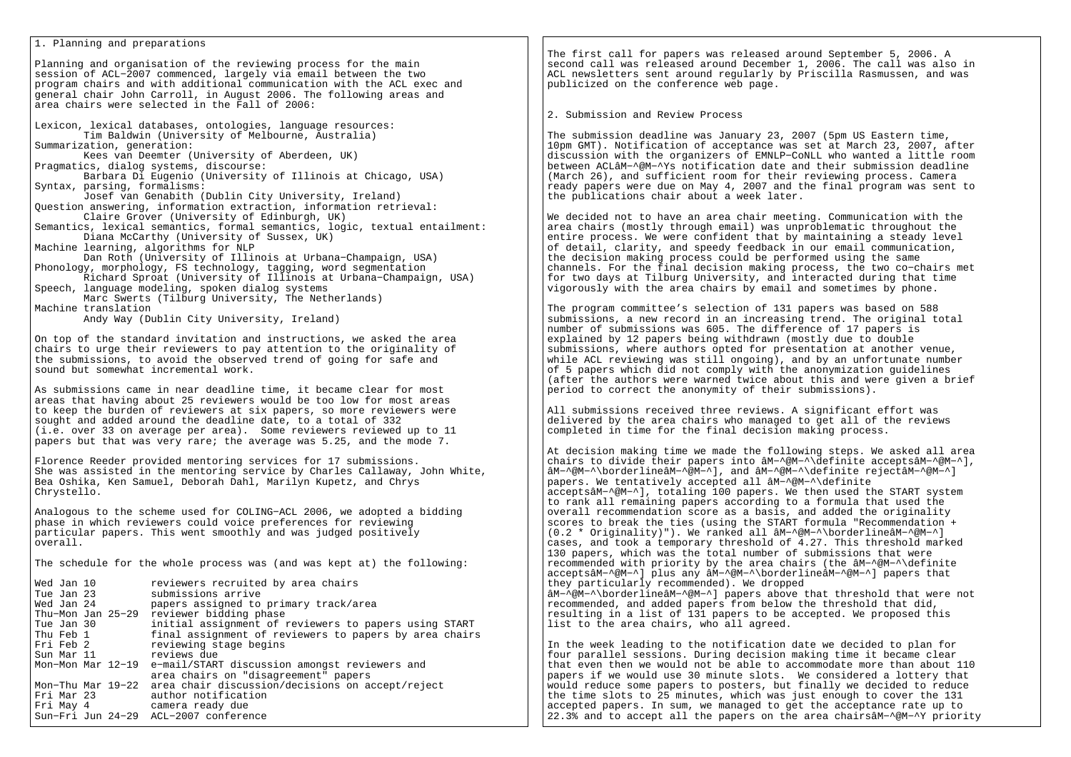## 1. Planning and preparations

Planning and organisation of the reviewing process for the main session of ACL−2007 commenced, largely via email between the two program chairs and with additional communication with the ACL exec and general chair John Carroll, in August 2006. The following areas and area chairs were selected in the Fall of 2006:

Lexicon, lexical databases, ontologies, language resources:
    Tim Baldwin (University of Melbourne, Australia)
Summarization, generation:
    Kees van Deemter (University of Aberdeen, UK)
Pragmatics, dialog systems, discourse:
    Barbara Di Eugenio (University of Illinois at Chicago, USA)
Syntax, parsing, formalisms:
    Josef van Genabith (Dublin City University, Ireland)
Question answering, information extraction, information retrieval:
    Claire Grover (University of Edinburgh, UK)
Semantics, lexical semantics, formal semantics, logic, textual entailment:
    Diana McCarthy (University of Sussex, UK)
Machine learning, algorithms for NLP
    Dan Roth (University of Illinois at Urbana−Champaign, USA)
Phonology, morphology, FS technology, tagging, word segmentation
    Richard Sproat (University of Illinois at Urbana−Champaign, USA)
Speech, language modeling, spoken dialog systems
    Marc Swerts (Tilburg University, The Netherlands)
Machine translation
    Andy Way (Dublin City University, Ireland)

On top of the standard invitation and instructions, we asked the area chairs to urge their reviewers to pay attention to the originality of the submissions, to avoid the observed trend of going for safe and sound but somewhat incremental work.

As submissions came in near deadline time, it became clear for most areas that having about 25 reviewers would be too low for most areas to keep the burden of reviewers at six papers, so more reviewers were sought and added around the deadline date, to a total of 332 (i.e. over 33 on average per area). Some reviewers reviewed up to 11 papers but that was very rare; the average was 5.25, and the mode 7.

Florence Reeder provided mentoring services for 17 submissions. She was assisted in the mentoring service by Charles Callaway, John White, Bea Oshika, Ken Samuel, Deborah Dahl, Marilyn Kupetz, and Chrys Chrystello.

Analogous to the scheme used for COLING−ACL 2006, we adopted a bidding phase in which reviewers could voice preferences for reviewing particular papers. This went smoothly and was judged positively overall.

The schedule for the whole process was (and was kept at) the following:

| | |
|---|---|
| Wed Jan 10 | reviewers recruited by area chairs |
| Tue Jan 23 | submissions arrive |
| Wed Jan 24 | papers assigned to primary track/area |
| Thu−Mon Jan 25−29 | reviewer bidding phase |
| Tue Jan 30 | initial assignment of reviewers to papers using START |
| Thu Feb 1 | final assignment of reviewers to papers by area chairs |
| Fri Feb 2 | reviewing stage begins |
| Sun Mar 11 | reviews due |
| Mon−Mon Mar 12−19 | e−mail/START discussion amongst reviewers and area chairs on "disagreement" papers |
| Mon−Thu Mar 19−22 | area chair discussion/decisions on accept/reject |
| Fri Mar 23 | author notification |
| Fri May 4 | camera ready due |
| Sun−Fri Jun 24−29 | ACL−2007 conference |

The first call for papers was released around September 5, 2006. A second call was released around December 1, 2006. The call was also in ACL newsletters sent around regularly by Priscilla Rasmussen, and was publicized on the conference web page.

## 2. Submission and Review Process

The submission deadline was January 23, 2007 (5pm US Eastern time, 10pm GMT). Notification of acceptance was set at March 23, 2007, after discussion with the organizers of EMNLP−CoNLL who wanted a little room between ACLâM−^@M−^Ys notification date and their submission deadline (March 26), and sufficient room for their reviewing process. Camera ready papers were due on May 4, 2007 and the final program was sent to the publications chair about a week later.

We decided not to have an area chair meeting. Communication with the area chairs (mostly through email) was unproblematic throughout the entire process. We were confident that by maintaining a steady level of detail, clarity, and speedy feedback in our email communication, the decision making process could be performed using the same channels. For the final decision making process, the two co−chairs met for two days at Tilburg University, and interacted during that time vigorously with the area chairs by email and sometimes by phone.

The program committee's selection of 131 papers was based on 588 submissions, a new record in an increasing trend. The original total number of submissions was 605. The difference of 17 papers is explained by 12 papers being withdrawn (mostly due to double submissions, where authors opted for presentation at another venue, while ACL reviewing was still ongoing), and by an unfortunate number of 5 papers which did not comply with the anonymization guidelines (after the authors were warned twice about this and were given a brief period to correct the anonymity of their submissions).

All submissions received three reviews. A significant effort was delivered by the area chairs who managed to get all of the reviews completed in time for the final decision making process.

At decision making time we made the following steps. We asked all area chairs to divide their papers into âM−^@M−^\definite acceptsâM−^@M−^], âM−^@M−^\borderlineâM−^@M−^], and âM−^@M−^\definite rejectâM−^@M−^] papers. We tentatively accepted all âM−^@M−^\definite acceptsâM−^@M−^], totaling 100 papers. We then used the START system to rank all remaining papers according to a formula that used the overall recommendation score as a basis, and added the originality scores to break the ties (using the START formula "Recommendation + (0.2 * Originality)"). We ranked all âM−^@M−^\borderlineâM−^@M−^] cases, and took a temporary threshold of 4.27. This threshold marked 130 papers, which was the total number of submissions that were recommended with priority by the area chairs (the âM−^@M−^\definite acceptsâM−^@M−^] plus any âM−^@M−^\borderlineâM−^@M−^] papers that they particularly recommended). We dropped âM−^@M−^\borderlineâM−^@M−^] papers above that threshold that were not recommended, and added papers from below the threshold that did, resulting in a list of 131 papers to be accepted. We proposed this list to the area chairs, who all agreed.

In the week leading to the notification date we decided to plan for four parallel sessions. During decision making time it became clear that even then we would not be able to accommodate more than about 110 papers if we would use 30 minute slots. We considered a lottery that would reduce some papers to posters, but finally we decided to reduce the time slots to 25 minutes, which was just enough to cover the 131 accepted papers. In sum, we managed to get the acceptance rate up to 22.3% and to accept all the papers on the area chairsâM−^@M−^Y priority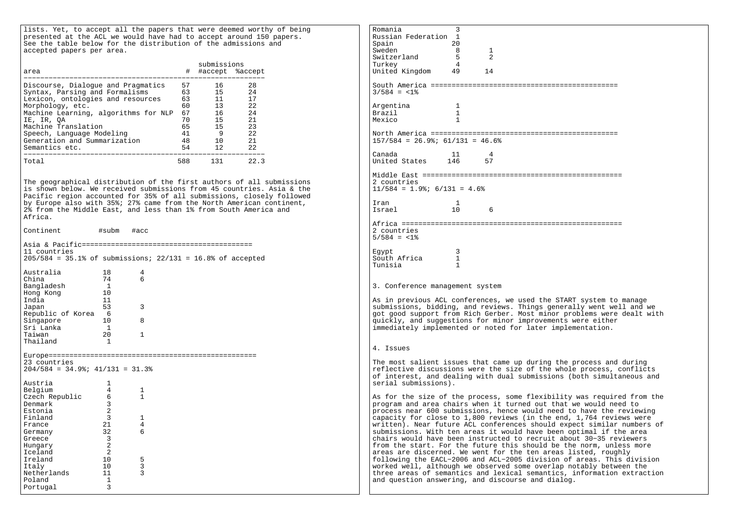lists. Yet, to accept all the papers that were deemed worthy of being presented at the ACL we would have had to accept around 150 papers. See the table below for the distribution of the admissions and accepted papers per area.

| area | submissions # | #accept | %accept |
|---|---|---|---|
| Discourse, Dialogue and Pragmatics | 57 | 16 | 28 |
| Syntax, Parsing and Formalisms | 63 | 15 | 24 |
| Lexicon, ontologies and resources | 63 | 11 | 17 |
| Morphology, etc. | 60 | 13 | 22 |
| Machine Learning, algorithms for NLP | 67 | 16 | 24 |
| IE, IR, QA | 70 | 15 | 21 |
| Machine Translation | 65 | 15 | 23 |
| Speech, Language Modeling | 41 | 9 | 22 |
| Generation and Summarization | 48 | 10 | 21 |
| Semantics etc. | 54 | 12 | 22 |
| Total | 588 | 131 | 22.3 |

The geographical distribution of the first authors of all submissions is shown below. We received submissions from 45 countries. Asia & the Pacific region accounted for 35% of all submissions, closely followed by Europe also with 35%; 27% came from the North American continent, 2% from the Middle East, and less than 1% from South America and Africa.

**Asia & Pacific**
11 countries
205/584 = 35.1% of submissions; 22/131 = 16.8% of accepted

| Continent | #subm | #acc |
|---|---|---|
| Australia | 18 | 4 |
| China | 74 | 6 |
| Bangladesh | 1 | |
| Hong Kong | 10 | |
| India | 11 | |
| Japan | 53 | 3 |
| Republic of Korea | 6 | |
| Singapore | 10 | 8 |
| Sri Lanka | 1 | |
| Taiwan | 20 | 1 |
| Thailand | 1 | |

**Europe**
23 countries
204/584 = 34.9%; 41/131 = 31.3%

| Continent | #subm | #acc |
|---|---|---|
| Austria | 1 | |
| Belgium | 4 | 1 |
| Czech Republic | 6 | 1 |
| Denmark | 3 | |
| Estonia | 2 | |
| Finland | 3 | 1 |
| France | 21 | 4 |
| Germany | 32 | 6 |
| Greece | 3 | |
| Hungary | 2 | |
| Iceland | 2 | |
| Ireland | 10 | 5 |
| Italy | 10 | 3 |
| Netherlands | 11 | 3 |
| Poland | 1 | |
| Portugal | 3 | |
| Romania | 3 | |
| Russian Federation | 1 | |
| Spain | 20 | |
| Sweden | 8 | 1 |
| Switzerland | 5 | 2 |
| Turkey | 4 | |
| United Kingdom | 49 | 14 |

**South America**
3/584 = <1%

| Continent | #subm | #acc |
|---|---|---|
| Argentina | 1 | |
| Brazil | 1 | |
| Mexico | 1 | |

**North America**
157/584 = 26.9%; 61/131 = 46.6%

| Continent | #subm | #acc |
|---|---|---|
| Canada | 11 | 4 |
| United States | 146 | 57 |

**Middle East**
2 countries
11/584 = 1.9%; 6/131 = 4.6%

| Continent | #subm | #acc |
|---|---|---|
| Iran | 1 | |
| Israel | 10 | 6 |

**Africa**
2 countries
5/584 = <1%

| Continent | #subm | #acc |
|---|---|---|
| Egypt | 3 | |
| South Africa | 1 | |
| Tunisia | 1 | |

## 3. Conference management system

As in previous ACL conferences, we used the START system to manage submissions, bidding, and reviews. Things generally went well and we got good support from Rich Gerber. Most minor problems were dealt with quickly, and suggestions for minor improvements were either immediately implemented or noted for later implementation.

## 4. Issues

The most salient issues that came up during the process and during reflective discussions were the size of the whole process, conflicts of interest, and dealing with dual submissions (both simultaneous and serial submissions).

As for the size of the process, some flexibility was required from the program and area chairs when it turned out that we would need to process near 600 submissions, hence would need to have the reviewing capacity for close to 1,800 reviews (in the end, 1,764 reviews were written). Near future ACL conferences should expect similar numbers of submissions. With ten areas it would have been optimal if the area chairs would have been instructed to recruit about 30-35 reviewers from the start. For the future this should be the norm, unless more areas are discerned. We went for the ten areas listed, roughly following the EACL-2006 and ACL-2005 division of areas. This division worked well, although we observed some overlap notably between the three areas of semantics and lexical semantics, information extraction and question answering, and discourse and dialog.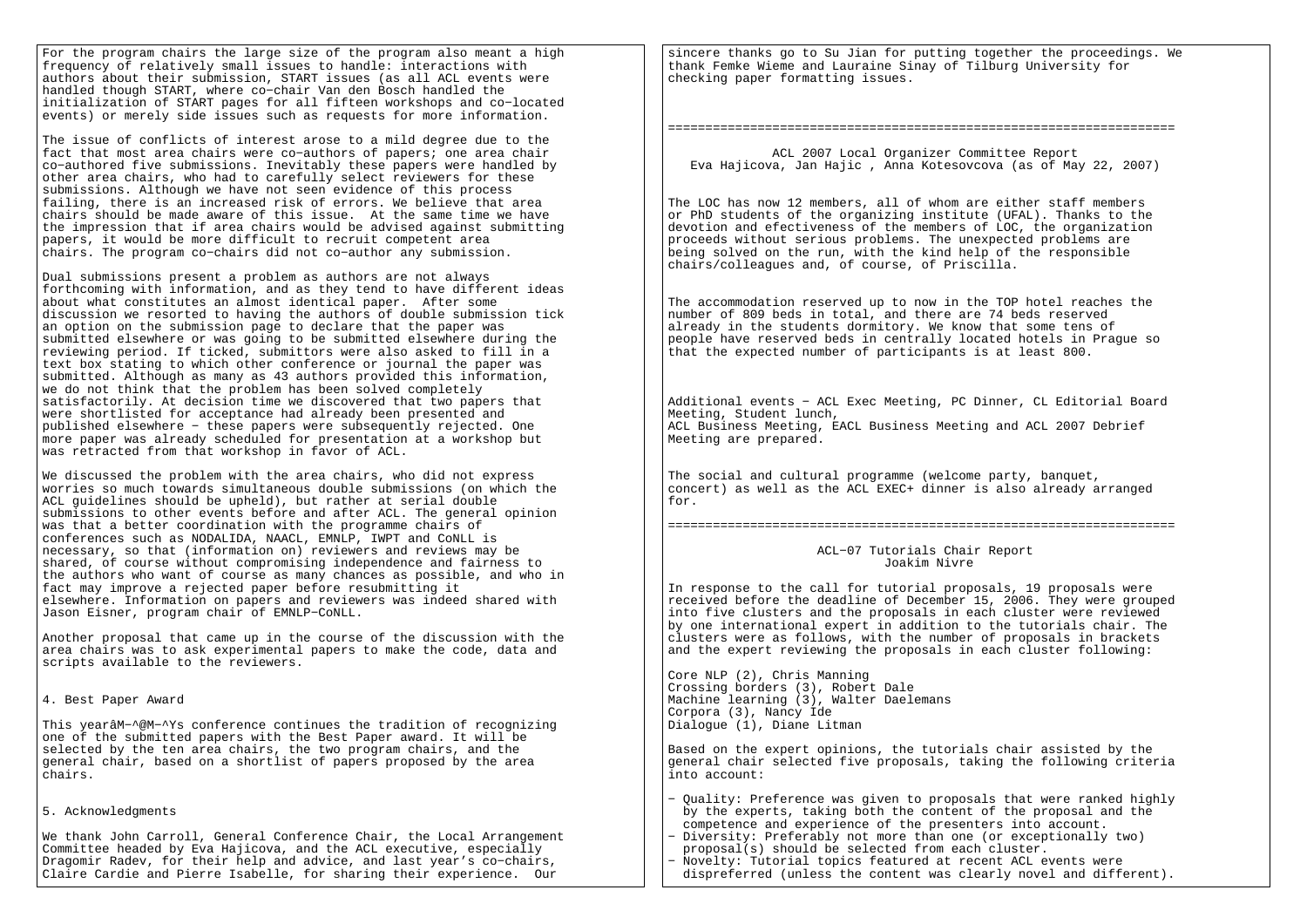For the program chairs the large size of the program also meant a high frequency of relatively small issues to handle: interactions with authors about their submission, START issues (as all ACL events were handled though START, where co-chair Van den Bosch handled the initialization of START pages for all fifteen workshops and co-located events) or merely side issues such as requests for more information.

The issue of conflicts of interest arose to a mild degree due to the fact that most area chairs were co-authors of papers; one area chair co-authored five submissions. Inevitably these papers were handled by other area chairs, who had to carefully select reviewers for these submissions. Although we have not seen evidence of this process failing, there is an increased risk of errors. We believe that area chairs should be made aware of this issue. At the same time we have the impression that if area chairs would be advised against submitting papers, it would be more difficult to recruit competent area chairs. The program co-chairs did not co-author any submission.

Dual submissions present a problem as authors are not always forthcoming with information, and as they tend to have different ideas about what constitutes an almost identical paper. After some discussion we resorted to having the authors of double submission tick an option on the submission page to declare that the paper was submitted elsewhere or was going to be submitted elsewhere during the reviewing period. If ticked, submittors were also asked to fill in a text box stating to which other conference or journal the paper was submitted. Although as many as 43 authors provided this information, we do not think that the problem has been solved completely satisfactorily. At decision time we discovered that two papers that were shortlisted for acceptance had already been presented and published elsewhere - these papers were subsequently rejected. One more paper was already scheduled for presentation at a workshop but was retracted from that workshop in favor of ACL.

We discussed the problem with the area chairs, who did not express worries so much towards simultaneous double submissions (on which the ACL guidelines should be upheld), but rather at serial double submissions to other events before and after ACL. The general opinion was that a better coordination with the programme chairs of conferences such as NODALIDA, NAACL, EMNLP, IWPT and CoNLL is necessary, so that (information on) reviewers and reviews may be shared, of course without compromising independence and fairness to the authors who want of course as many chances as possible, and who in fact may improve a rejected paper before resubmitting it elsewhere. Information on papers and reviewers was indeed shared with Jason Eisner, program chair of EMNLP-CoNLL.

Another proposal that came up in the course of the discussion with the area chairs was to ask experimental papers to make the code, data and scripts available to the reviewers.

4. Best Paper Award

This yearâM-^@M-^Ys conference continues the tradition of recognizing one of the submitted papers with the Best Paper award. It will be selected by the ten area chairs, the two program chairs, and the general chair, based on a shortlist of papers proposed by the area chairs.

5. Acknowledgments

We thank John Carroll, General Conference Chair, the Local Arrangement Committee headed by Eva Hajicova, and the ACL executive, especially Dragomir Radev, for their help and advice, and last year's co-chairs, Claire Cardie and Pierre Isabelle, for sharing their experience. Our sincere thanks go to Su Jian for putting together the proceedings. We thank Femke Wieme and Lauraine Sinay of Tilburg University for checking paper formatting issues.

===================================================================

ACL 2007 Local Organizer Committee Report
Eva Hajicova, Jan Hajic , Anna Kotesovcova (as of May 22, 2007)

The LOC has now 12 members, all of whom are either staff members or PhD students of the organizing institute (UFAL). Thanks to the devotion and efectiveness of the members of LOC, the organization proceeds without serious problems. The unexpected problems are being solved on the run, with the kind help of the responsible chairs/colleagues and, of course, of Priscilla.

The accommodation reserved up to now in the TOP hotel reaches the number of 809 beds in total, and there are 74 beds reserved already in the students dormitory. We know that some tens of people have reserved beds in centrally located hotels in Prague so that the expected number of participants is at least 800.

Additional events - ACL Exec Meeting, PC Dinner, CL Editorial Board Meeting, Student lunch,
ACL Business Meeting, EACL Business Meeting and ACL 2007 Debrief Meeting are prepared.

The social and cultural programme (welcome party, banquet, concert) as well as the ACL EXEC+ dinner is also already arranged for.

===================================================================

ACL-07 Tutorials Chair Report
Joakim Nivre

In response to the call for tutorial proposals, 19 proposals were received before the deadline of December 15, 2006. They were grouped into five clusters and the proposals in each cluster were reviewed by one international expert in addition to the tutorials chair. The clusters were as follows, with the number of proposals in brackets and the expert reviewing the proposals in each cluster following:

Core NLP (2), Chris Manning
Crossing borders (3), Robert Dale
Machine learning (3), Walter Daelemans
Corpora (3), Nancy Ide
Dialogue (1), Diane Litman

Based on the expert opinions, the tutorials chair assisted by the general chair selected five proposals, taking the following criteria into account:

- Quality: Preference was given to proposals that were ranked highly by the experts, taking both the content of the proposal and the competence and experience of the presenters into account.
- Diversity: Preferably not more than one (or exceptionally two) proposal(s) should be selected from each cluster.
- Novelty: Tutorial topics featured at recent ACL events were dispreferred (unless the content was clearly novel and different).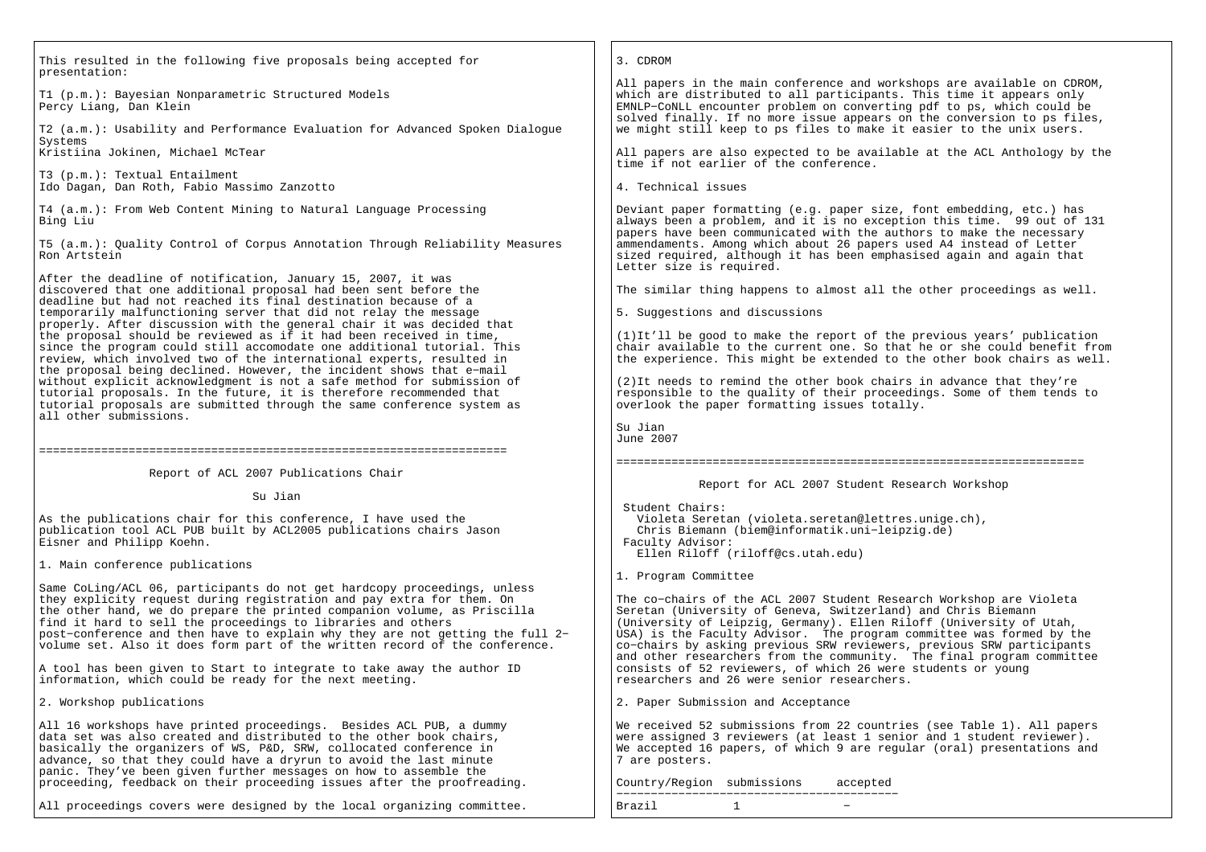This resulted in the following five proposals being accepted for presentation:

T1 (p.m.): Bayesian Nonparametric Structured Models
Percy Liang, Dan Klein

T2 (a.m.): Usability and Performance Evaluation for Advanced Spoken Dialogue Systems
Kristiina Jokinen, Michael McTear

T3 (p.m.): Textual Entailment
Ido Dagan, Dan Roth, Fabio Massimo Zanzotto

T4 (a.m.): From Web Content Mining to Natural Language Processing
Bing Liu

T5 (a.m.): Quality Control of Corpus Annotation Through Reliability Measures
Ron Artstein

After the deadline of notification, January 15, 2007, it was discovered that one additional proposal had been sent before the deadline but had not reached its final destination because of a temporarily malfunctioning server that did not relay the message properly. After discussion with the general chair it was decided that the proposal should be reviewed as if it had been received in time, since the program could still accomodate one additional tutorial. This review, which involved two of the international experts, resulted in the proposal being declined. However, the incident shows that e-mail without explicit acknowledgment is not a safe method for submission of tutorial proposals. In the future, it is therefore recommended that tutorial proposals are submitted through the same conference system as all other submissions.

==================================================================

## Report of ACL 2007 Publications Chair

Su Jian

As the publications chair for this conference, I have used the publication tool ACL PUB built by ACL2005 publications chairs Jason Eisner and Philipp Koehn.

1. Main conference publications

Same CoLing/ACL 06, participants do not get hardcopy proceedings, unless they explicity request during registration and pay extra for them. On the other hand, we do prepare the printed companion volume, as Priscilla find it hard to sell the proceedings to libraries and others post-conference and then have to explain why they are not getting the full 2-volume set. Also it does form part of the written record of the conference.

A tool has been given to Start to integrate to take away the author ID information, which could be ready for the next meeting.

2. Workshop publications

All 16 workshops have printed proceedings. Besides ACL PUB, a dummy data set was also created and distributed to the other book chairs, basically the organizers of WS, P&D, SRW, collocated conference in advance, so that they could have a dryrun to avoid the last minute panic. They've been given further messages on how to assemble the proceeding, feedback on their proceeding issues after the proofreading.

All proceedings covers were designed by the local organizing committee.

3. CDROM

All papers in the main conference and workshops are available on CDROM, which are distributed to all participants. This time it appears only EMNLP-CoNLL encounter problem on converting pdf to ps, which could be solved finally. If no more issue appears on the conversion to ps files, we might still keep to ps files to make it easier to the unix users.

All papers are also expected to be available at the ACL Anthology by the time if not earlier of the conference.

4. Technical issues

Deviant paper formatting (e.g. paper size, font embedding, etc.) has always been a problem, and it is no exception this time. 99 out of 131 papers have been communicated with the authors to make the necessary ammendaments. Among which about 26 papers used A4 instead of Letter sized required, although it has been emphasised again and again that Letter size is required.

The similar thing happens to almost all the other proceedings as well.

5. Suggestions and discussions

(1)It'll be good to make the report of the previous years' publication chair available to the current one. So that he or she could benefit from the experience. This might be extended to the other book chairs as well.

(2)It needs to remind the other book chairs in advance that they're responsible to the quality of their proceedings. Some of them tends to overlook the paper formatting issues totally.

Su Jian
June 2007

==================================================================

## Report for ACL 2007 Student Research Workshop

Student Chairs:
 Violeta Seretan (violeta.seretan@lettres.unige.ch),
 Chris Biemann (biem@informatik.uni-leipzig.de)
Faculty Advisor:
 Ellen Riloff (riloff@cs.utah.edu)

1. Program Committee

The co-chairs of the ACL 2007 Student Research Workshop are Violeta Seretan (University of Geneva, Switzerland) and Chris Biemann (University of Leipzig, Germany). Ellen Riloff (University of Utah, USA) is the Faculty Advisor. The program committee was formed by the co-chairs by asking previous SRW reviewers, previous SRW participants and other researchers from the community. The final program committee consists of 52 reviewers, of which 26 were students or young researchers and 26 were senior researchers.

2. Paper Submission and Acceptance

We received 52 submissions from 22 countries (see Table 1). All papers were assigned 3 reviewers (at least 1 senior and 1 student reviewer). We accepted 16 papers, of which 9 are regular (oral) presentations and 7 are posters.

| Country/Region | submissions | accepted |
|---|---|---|
| Brazil | 1 | - |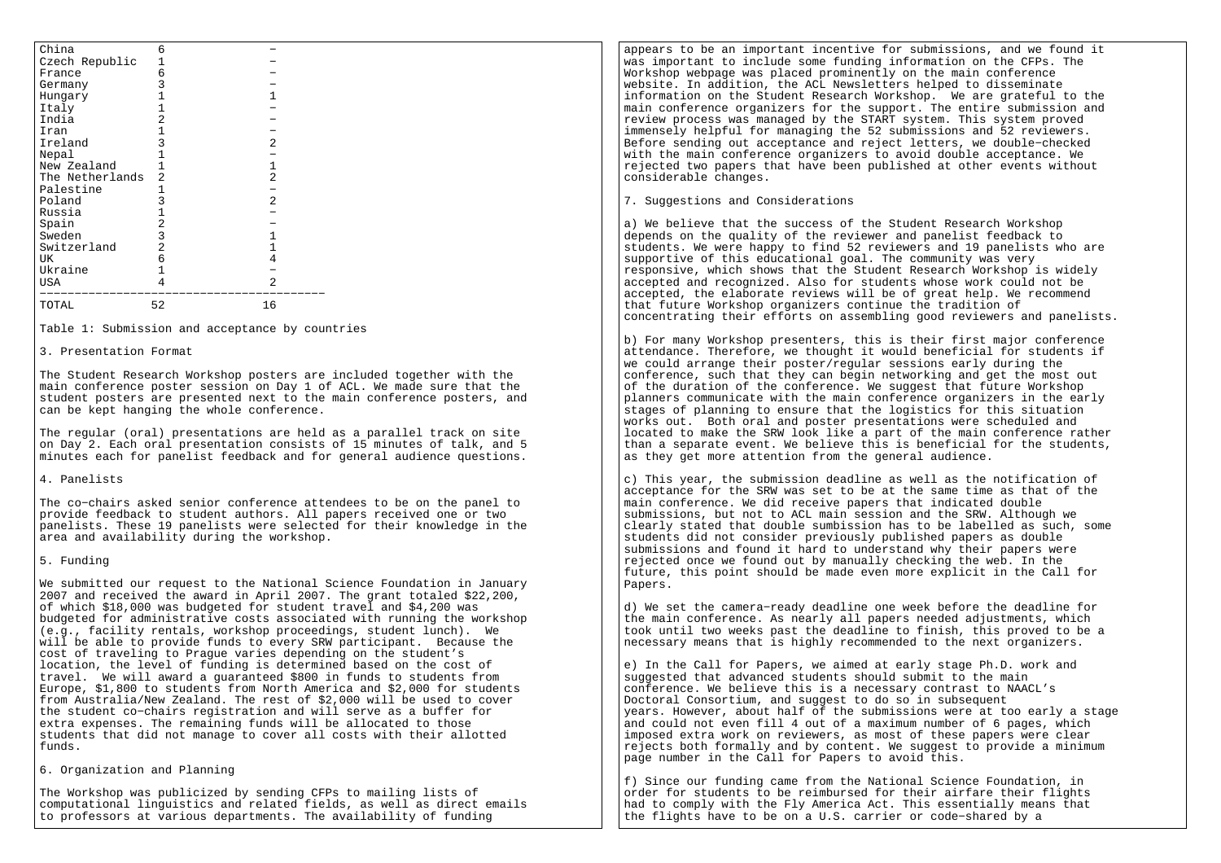| Country | Submissions | Accepted |
|---|---|---|
| China | 6 | – |
| Czech Republic | 1 | – |
| France | 6 | – |
| Germany | 3 | – |
| Hungary | 1 | 1 |
| Italy | 1 | – |
| India | 2 | – |
| Iran | 1 | – |
| Ireland | 3 | 2 |
| Nepal | 1 | – |
| New Zealand | 1 | 1 |
| The Netherlands | 2 | 2 |
| Palestine | 1 | – |
| Poland | 3 | 2 |
| Russia | 1 | – |
| Spain | 2 | – |
| Sweden | 3 | 1 |
| Switzerland | 2 | 1 |
| UK | 6 | 4 |
| Ukraine | 1 | – |
| USA | 4 | 2 |
| TOTAL | 52 | 16 |

Table 1: Submission and acceptance by countries

## 3. Presentation Format

The Student Research Workshop posters are included together with the main conference poster session on Day 1 of ACL. We made sure that the student posters are presented next to the main conference posters, and can be kept hanging the whole conference.

The regular (oral) presentations are held as a parallel track on site on Day 2. Each oral presentation consists of 15 minutes of talk, and 5 minutes each for panelist feedback and for general audience questions.

## 4. Panelists

The co-chairs asked senior conference attendees to be on the panel to provide feedback to student authors. All papers received one or two panelists. These 19 panelists were selected for their knowledge in the area and availability during the workshop.

## 5. Funding

We submitted our request to the National Science Foundation in January 2007 and received the award in April 2007. The grant totaled $22,200, of which $18,000 was budgeted for student travel and $4,200 was budgeted for administrative costs associated with running the workshop (e.g., facility rentals, workshop proceedings, student lunch). We will be able to provide funds to every SRW participant. Because the cost of traveling to Prague varies depending on the student's location, the level of funding is determined based on the cost of travel. We will award a guaranteed $800 in funds to students from Europe, $1,800 to students from North America and $2,000 for students from Australia/New Zealand. The rest of $2,000 will be used to cover the student co-chairs registration and will serve as a buffer for extra expenses. The remaining funds will be allocated to those students that did not manage to cover all costs with their allotted funds.

## 6. Organization and Planning

The Workshop was publicized by sending CFPs to mailing lists of computational linguistics and related fields, as well as direct emails to professors at various departments. The availability of funding appears to be an important incentive for submissions, and we found it was important to include some funding information on the CFPs. The Workshop webpage was placed prominently on the main conference website. In addition, the ACL Newsletters helped to disseminate information on the Student Research Workshop. We are grateful to the main conference organizers for the support. The entire submission and review process was managed by the START system. This system proved immensely helpful for managing the 52 submissions and 52 reviewers. Before sending out acceptance and reject letters, we double-checked with the main conference organizers to avoid double acceptance. We rejected two papers that have been published at other events without considerable changes.

## 7. Suggestions and Considerations

a) We believe that the success of the Student Research Workshop depends on the quality of the reviewer and panelist feedback to students. We were happy to find 52 reviewers and 19 panelists who are supportive of this educational goal. The community was very responsive, which shows that the Student Research Workshop is widely accepted and recognized. Also for students whose work could not be accepted, the elaborate reviews will be of great help. We recommend that future Workshop organizers continue the tradition of concentrating their efforts on assembling good reviewers and panelists.

b) For many Workshop presenters, this is their first major conference attendance. Therefore, we thought it would beneficial for students if we could arrange their poster/regular sessions early during the conference, such that they can begin networking and get the most out of the duration of the conference. We suggest that future Workshop planners communicate with the main conference organizers in the early stages of planning to ensure that the logistics for this situation works out. Both oral and poster presentations were scheduled and located to make the SRW look like a part of the main conference rather than a separate event. We believe this is beneficial for the students, as they get more attention from the general audience.

c) This year, the submission deadline as well as the notification of acceptance for the SRW was set to be at the same time as that of the main conference. We did receive papers that indicated double submissions, but not to ACL main session and the SRW. Although we clearly stated that double sumbission has to be labelled as such, some students did not consider previously published papers as double submissions and found it hard to understand why their papers were rejected once we found out by manually checking the web. In the future, this point should be made even more explicit in the Call for Papers.

d) We set the camera-ready deadline one week before the deadline for the main conference. As nearly all papers needed adjustments, which took until two weeks past the deadline to finish, this proved to be a necessary means that is highly recommended to the next organizers.

e) In the Call for Papers, we aimed at early stage Ph.D. work and suggested that advanced students should submit to the main conference. We believe this is a necessary contrast to NAACL's Doctoral Consortium, and suggest to do so in subsequent years. However, about half of the submissions were at too early a stage and could not even fill 4 out of a maximum number of 6 pages, which imposed extra work on reviewers, as most of these papers were clear rejects both formally and by content. We suggest to provide a minimum page number in the Call for Papers to avoid this.

f) Since our funding came from the National Science Foundation, in order for students to be reimbursed for their airfare their flights had to comply with the Fly America Act. This essentially means that the flights have to be on a U.S. carrier or code-shared by a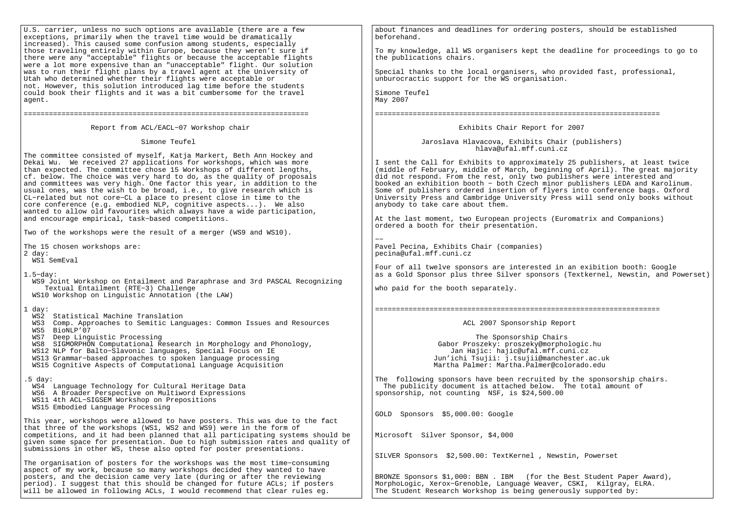U.S. carrier, unless no such options are available (there are a few exceptions, primarily when the travel time would be dramatically increased). This caused some confusion among students, especially those traveling entirely within Europe, because they weren't sure if there were any "acceptable" flights or because the acceptable flights were a lot more expensive than an "unacceptable" flight. Our solution was to run their flight plans by a travel agent at the University of Utah who determined whether their flights were acceptable or not. However, this solution introduced lag time before the students could book their flights and it was a bit cumbersome for the travel agent.

---

## Report from ACL/EACL-07 Workshop chair

Simone Teufel

The committee consisted of myself, Katja Markert, Beth Ann Hockey and Dekai Wu. We received 27 applications for workshops, which was more than expected. The committee chose 15 Workshops of different lengths, cf. below. The choice was very hard to do, as the quality of proposals and committees was very high. One factor this year, in addition to the usual ones, was the wish to be broad, i.e., to give research which is CL-related but not core-CL a place to present close in time to the core conference (e.g. embodied NLP, cognitive aspects...). We also wanted to allow old favourites which always have a wide participation, and encourage empirical, task-based competitions.

Two of the workshops were the result of a merger (WS9 and WS10).

The 15 chosen workshops are:

2 day:
- WS1 SemEval

1.5-day:
- WS9 Joint Workshop on Entailment and Paraphrase and 3rd PASCAL Recognizing Textual Entailment (RTE-3) Challenge
- WS10 Workshop on Linguistic Annotation (the LAW)

1 day:
- WS2 Statistical Machine Translation
- WS3 Comp. Approaches to Semitic Languages: Common Issues and Resources
- WS5 BioNLP'07
- WS7 Deep Linguistic Processing
- WS8 SIGMORPHON Computational Research in Morphology and Phonology,
- WS12 NLP for Balto-Slavonic languages, Special Focus on IE
- WS13 Grammar-based approaches to spoken language processing
- WS15 Cognitive Aspects of Computational Language Acquisition

.5 day:
- WS4 Language Technology for Cultural Heritage Data
- WS6 A Broader Perspective on Multiword Expressions
- WS11 4th ACL-SIGSEM Workshop on Prepositions
- WS15 Embodied Language Processing

This year, workshops were allowed to have posters. This was due to the fact that three of the workshops (WS1, WS2 and WS9) were in the form of competitions, and it had been planned that all participating systems should be given some space for presentation. Due to high submission rates and quality of submissions in other WS, these also opted for poster presentations.

The organisation of posters for the workshops was the most time-consuming aspect of my work, because so many workshops decided they wanted to have posters, and the decision came very late (during or after the reviewing period). I suggest that this should be changed for future ACLs; if posters will be allowed in following ACLs, I would recommend that clear rules eg. about finances and deadlines for ordering posters, should be established beforehand.

To my knowledge, all WS organisers kept the deadline for proceedings to go to the publications chairs.

Special thanks to the local organisers, who provided fast, professional, unburocractic support for the WS organisation.

Simone Teufel
May 2007

---

## Exhibits Chair Report for 2007

Jaroslava Hlavacova, Exhibits Chair (publishers)
hlava@ufal.mff.cuni.cz

I sent the Call for Exhibits to approximately 25 publishers, at least twice (middle of February, middle of March, beginning of April). The great majority did not respond. From the rest, only two publishers were interested and booked an exhibition booth - both Czech minor publishers LEDA and Karolinum. Some of publishers ordered insertion of flyers into conference bags. Oxford University Press and Cambridge University Press will send only books without anybody to take care about them.

At the last moment, two European projects (Euromatrix and Companions) ordered a booth for their presentation.

--

Pavel Pecina, Exhibits Chair (companies)
pecina@ufal.mff.cuni.cz

Four of all twelve sponsors are interested in an exibition booth: Google as a Gold Sponsor plus three Silver sponsors (Textkernel, Newstin, and Powerset)

who paid for the booth separately.

---

## ACL 2007 Sponsorship Report

The Sponsorship Chairs
Gabor Proszeky: proszeky@morphologic.hu
Jan Hajic: hajic@ufal.mff.cuni.cz
Jun'ichi Tsujii: j.tsujii@manchester.ac.uk
Martha Palmer: Martha.Palmer@colorado.edu

The following sponsors have been recruited by the sponsorship chairs. The publicity document is attached below. The total amount of sponsorship, not counting NSF, is $24,500.00

GOLD Sponsors $5,000.00: Google

Microsoft Silver Sponsor, $4,000

SILVER Sponsors $2,500.00: TextKernel , Newstin, Powerset

BRONZE Sponsors $1,000: BBN . IBM (for the Best Student Paper Award), MorphoLogic, Xerox-Grenoble, Language Weaver, CSKI, Kilgray, ELRA.
The Student Research Workshop is being generously supported by: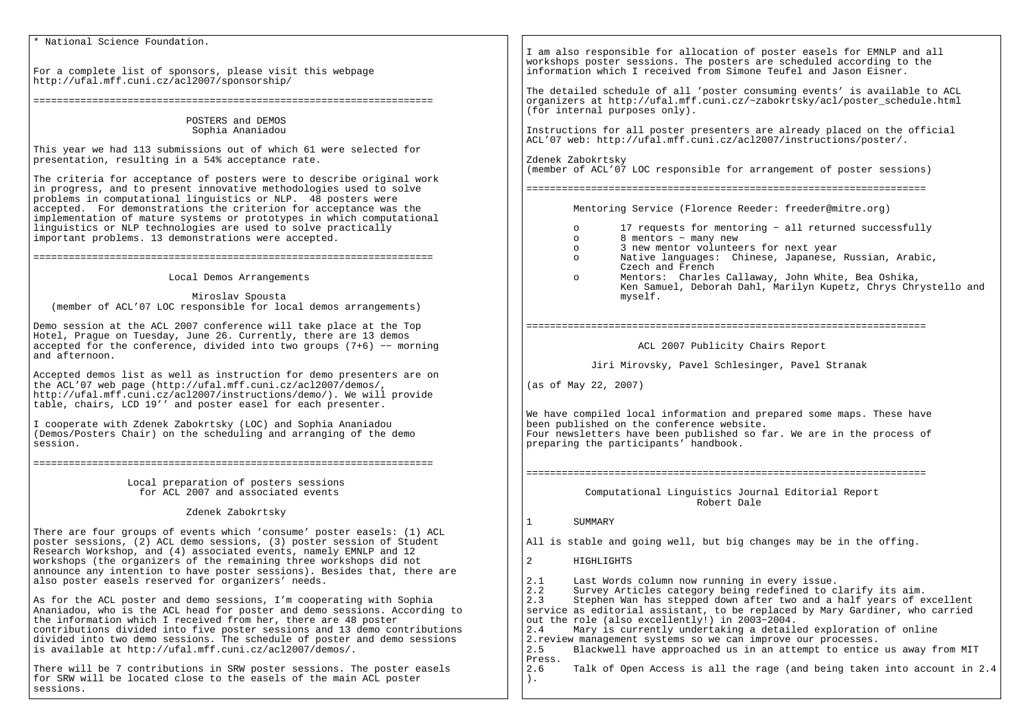* National Science Foundation.

For a complete list of sponsors, please visit this webpage
http://ufal.mff.cuni.cz/acl2007/sponsorship/

---

## POSTERS and DEMOS
Sophia Ananiadou

This year we had 113 submissions out of which 61 were selected for presentation, resulting in a 54% acceptance rate.

The criteria for acceptance of posters were to describe original work in progress, and to present innovative methodologies used to solve problems in computational linguistics or NLP. 48 posters were accepted. For demonstrations the criterion for acceptance was the implementation of mature systems or prototypes in which computational linguistics or NLP technologies are used to solve practically important problems. 13 demonstrations were accepted.

---

## Local Demos Arrangements

Miroslav Spousta
(member of ACL'07 LOC responsible for local demos arrangements)

Demo session at the ACL 2007 conference will take place at the Top Hotel, Prague on Tuesday, June 26. Currently, there are 13 demos accepted for the conference, divided into two groups (7+6) -- morning and afternoon.

Accepted demos list as well as instruction for demo presenters are on the ACL'07 web page (http://ufal.mff.cuni.cz/acl2007/demos/, http://ufal.mff.cuni.cz/acl2007/instructions/demo/). We will provide table, chairs, LCD 19'' and poster easel for each presenter.

I cooperate with Zdenek Zabokrtsky (LOC) and Sophia Ananiadou (Demos/Posters Chair) on the scheduling and arranging of the demo session.

---

## Local preparation of posters sessions for ACL 2007 and associated events

Zdenek Zabokrtsky

There are four groups of events which 'consume' poster easels: (1) ACL poster sessions, (2) ACL demo sessions, (3) poster session of Student Research Workshop, and (4) associated events, namely EMNLP and 12 workshops (the organizers of the remaining three workshops did not announce any intention to have poster sessions). Besides that, there are also poster easels reserved for organizers' needs.

As for the ACL poster and demo sessions, I'm cooperating with Sophia Ananiadou, who is the ACL head for poster and demo sessions. According to the information which I received from her, there are 48 poster contributions divided into five poster sessions and 13 demo contributions divided into two demo sessions. The schedule of poster and demo sessions is available at http://ufal.mff.cuni.cz/acl2007/demos/.

There will be 7 contributions in SRW poster sessions. The poster easels for SRW will be located close to the easels of the main ACL poster sessions.

I am also responsible for allocation of poster easels for EMNLP and all workshops poster sessions. The posters are scheduled according to the information which I received from Simone Teufel and Jason Eisner.

The detailed schedule of all 'poster consuming events' is available to ACL organizers at http://ufal.mff.cuni.cz/~zabokrtsky/acl/poster_schedule.html (for internal purposes only).

Instructions for all poster presenters are already placed on the official ACL'07 web: http://ufal.mff.cuni.cz/acl2007/instructions/poster/.

Zdenek Zabokrtsky
(member of ACL'07 LOC responsible for arrangement of poster sessions)

---

## Mentoring Service (Florence Reeder: freeder@mitre.org)

- 17 requests for mentoring - all returned successfully
- 8 mentors - many new
- 3 new mentor volunteers for next year
- Native languages: Chinese, Japanese, Russian, Arabic, Czech and French
- Mentors: Charles Callaway, John White, Bea Oshika, Ken Samuel, Deborah Dahl, Marilyn Kupetz, Chrys Chrystello and myself.

---

## ACL 2007 Publicity Chairs Report

Jiri Mirovsky, Pavel Schlesinger, Pavel Stranak

(as of May 22, 2007)

We have compiled local information and prepared some maps. These have been published on the conference website.
Four newsletters have been published so far. We are in the process of preparing the participants' handbook.

---

## Computational Linguistics Journal Editorial Report
Robert Dale

### 1 SUMMARY

All is stable and going well, but big changes may be in the offing.

### 2 HIGHLIGHTS

2.1 Last Words column now running in every issue.
2.2 Survey Articles category being redefined to clarify its aim.
2.3 Stephen Wan has stepped down after two and a half years of excellent service as editorial assistant, to be replaced by Mary Gardiner, who carried out the role (also excellently!) in 2003-2004.
2.4 Mary is currently undertaking a detailed exploration of online 2.review management systems so we can improve our processes.
2.5 Blackwell have approached us in an attempt to entice us away from MIT Press.
2.6 Talk of Open Access is all the rage (and being taken into account in 2.4 ).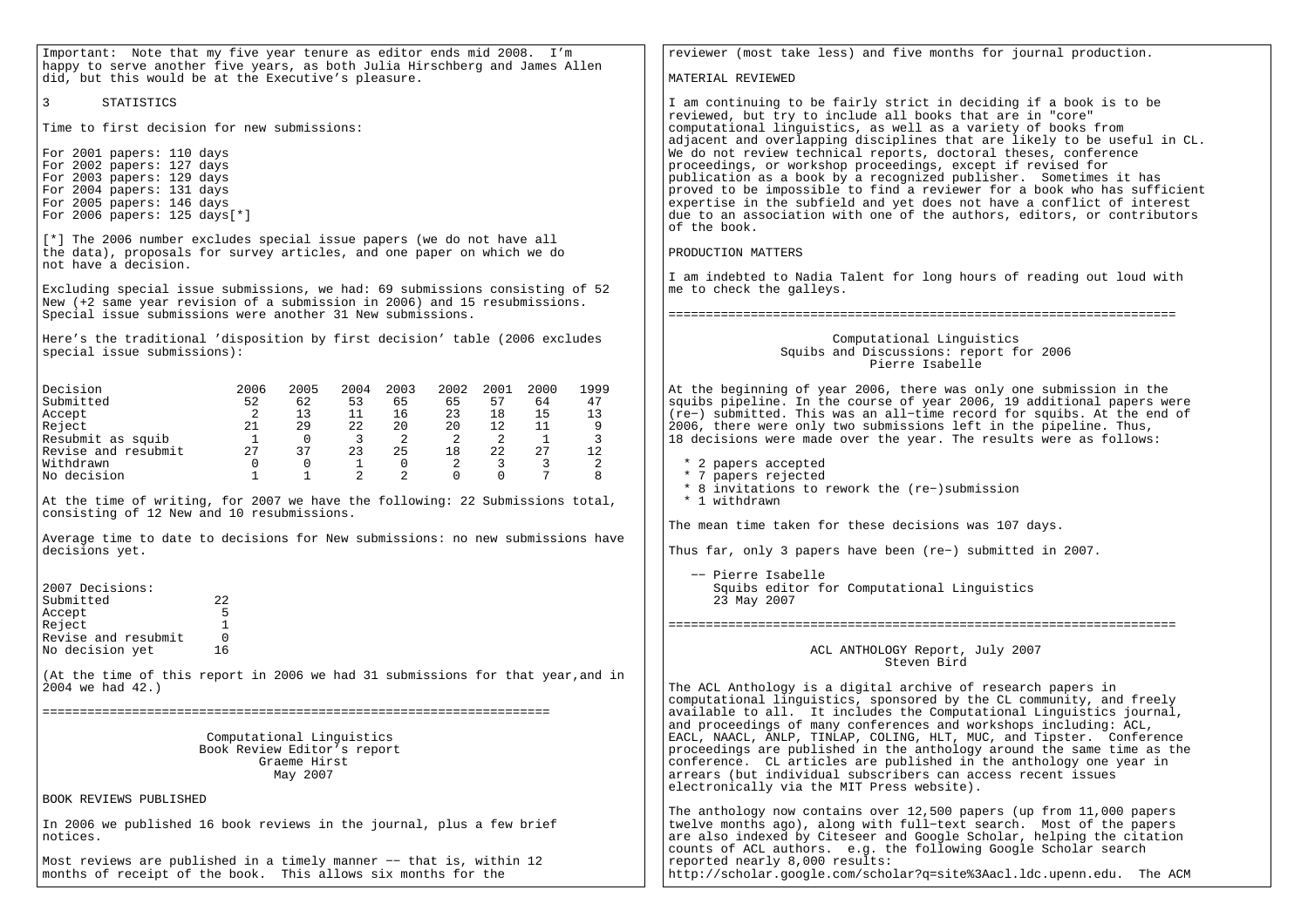Important: Note that my five year tenure as editor ends mid 2008. I'm happy to serve another five years, as both Julia Hirschberg and James Allen did, but this would be at the Executive's pleasure.

## 3 STATISTICS

Time to first decision for new submissions:

For 2001 papers: 110 days
For 2002 papers: 127 days
For 2003 papers: 129 days
For 2004 papers: 131 days
For 2005 papers: 146 days
For 2006 papers: 125 days[*]

[*] The 2006 number excludes special issue papers (we do not have all the data), proposals for survey articles, and one paper on which we do not have a decision.

Excluding special issue submissions, we had: 69 submissions consisting of 52 New (+2 same year revision of a submission in 2006) and 15 resubmissions. Special issue submissions were another 31 New submissions.

Here's the traditional 'disposition by first decision' table (2006 excludes special issue submissions):

| Decision | 2006 | 2005 | 2004 | 2003 | 2002 | 2001 | 2000 | 1999 |
|---|---|---|---|---|---|---|---|---|
| Submitted | 52 | 62 | 53 | 65 | 65 | 57 | 64 | 47 |
| Accept | 2 | 13 | 11 | 16 | 23 | 18 | 15 | 13 |
| Reject | 21 | 29 | 22 | 20 | 20 | 12 | 11 | 9 |
| Resubmit as squib | 1 | 0 | 3 | 2 | 2 | 2 | 1 | 3 |
| Revise and resubmit | 27 | 37 | 23 | 25 | 18 | 22 | 27 | 12 |
| Withdrawn | 0 | 0 | 1 | 0 | 2 | 3 | 3 | 2 |
| No decision | 1 | 1 | 2 | 2 | 0 | 0 | 7 | 8 |

At the time of writing, for 2007 we have the following: 22 Submissions total, consisting of 12 New and 10 resubmissions.

Average time to date to decisions for New submissions: no new submissions have decisions yet.

| 2007 Decisions: | |
|---|---|
| Submitted | 22 |
| Accept | 5 |
| Reject | 1 |
| Revise and resubmit | 0 |
| No decision yet | 16 |

(At the time of this report in 2006 we had 31 submissions for that year,and in 2004 we had 42.)

===================================================================

# Computational Linguistics
## Book Review Editor's report
Graeme Hirst
May 2007

### BOOK REVIEWS PUBLISHED

In 2006 we published 16 book reviews in the journal, plus a few brief notices.

Most reviews are published in a timely manner -- that is, within 12 months of receipt of the book. This allows six months for the reviewer (most take less) and five months for journal production.

### MATERIAL REVIEWED

I am continuing to be fairly strict in deciding if a book is to be reviewed, but try to include all books that are in "core" computational linguistics, as well as a variety of books from adjacent and overlapping disciplines that are likely to be useful in CL. We do not review technical reports, doctoral theses, conference proceedings, or workshop proceedings, except if revised for publication as a book by a recognized publisher. Sometimes it has proved to be impossible to find a reviewer for a book who has sufficient expertise in the subfield and yet does not have a conflict of interest due to an association with one of the authors, editors, or contributors of the book.

### PRODUCTION MATTERS

I am indebted to Nadia Talent for long hours of reading out loud with me to check the galleys.

===================================================================

# Computational Linguistics
## Squibs and Discussions: report for 2006
Pierre Isabelle

At the beginning of year 2006, there was only one submission in the squibs pipeline. In the course of year 2006, 19 additional papers were (re-) submitted. This was an all-time record for squibs. At the end of 2006, there were only two submissions left in the pipeline. Thus, 18 decisions were made over the year. The results were as follows:

* 2 papers accepted
* 7 papers rejected
* 8 invitations to rework the (re-)submission
* 1 withdrawn

The mean time taken for these decisions was 107 days.

Thus far, only 3 papers have been (re-) submitted in 2007.

-- Pierre Isabelle
Squibs editor for Computational Linguistics
23 May 2007

===================================================================

# ACL ANTHOLOGY Report, July 2007
Steven Bird

The ACL Anthology is a digital archive of research papers in computational linguistics, sponsored by the CL community, and freely available to all. It includes the Computational Linguistics journal, and proceedings of many conferences and workshops including: ACL, EACL, NAACL, ANLP, TINLAP, COLING, HLT, MUC, and Tipster. Conference proceedings are published in the anthology around the same time as the conference. CL articles are published in the anthology one year in arrears (but individual subscribers can access recent issues electronically via the MIT Press website).

The anthology now contains over 12,500 papers (up from 11,000 papers twelve months ago), along with full-text search. Most of the papers are also indexed by Citeseer and Google Scholar, helping the citation counts of ACL authors. e.g. the following Google Scholar search reported nearly 8,000 results:
http://google.com/scholar?q=site%3Aacl.ldc.upenn.edu. The ACM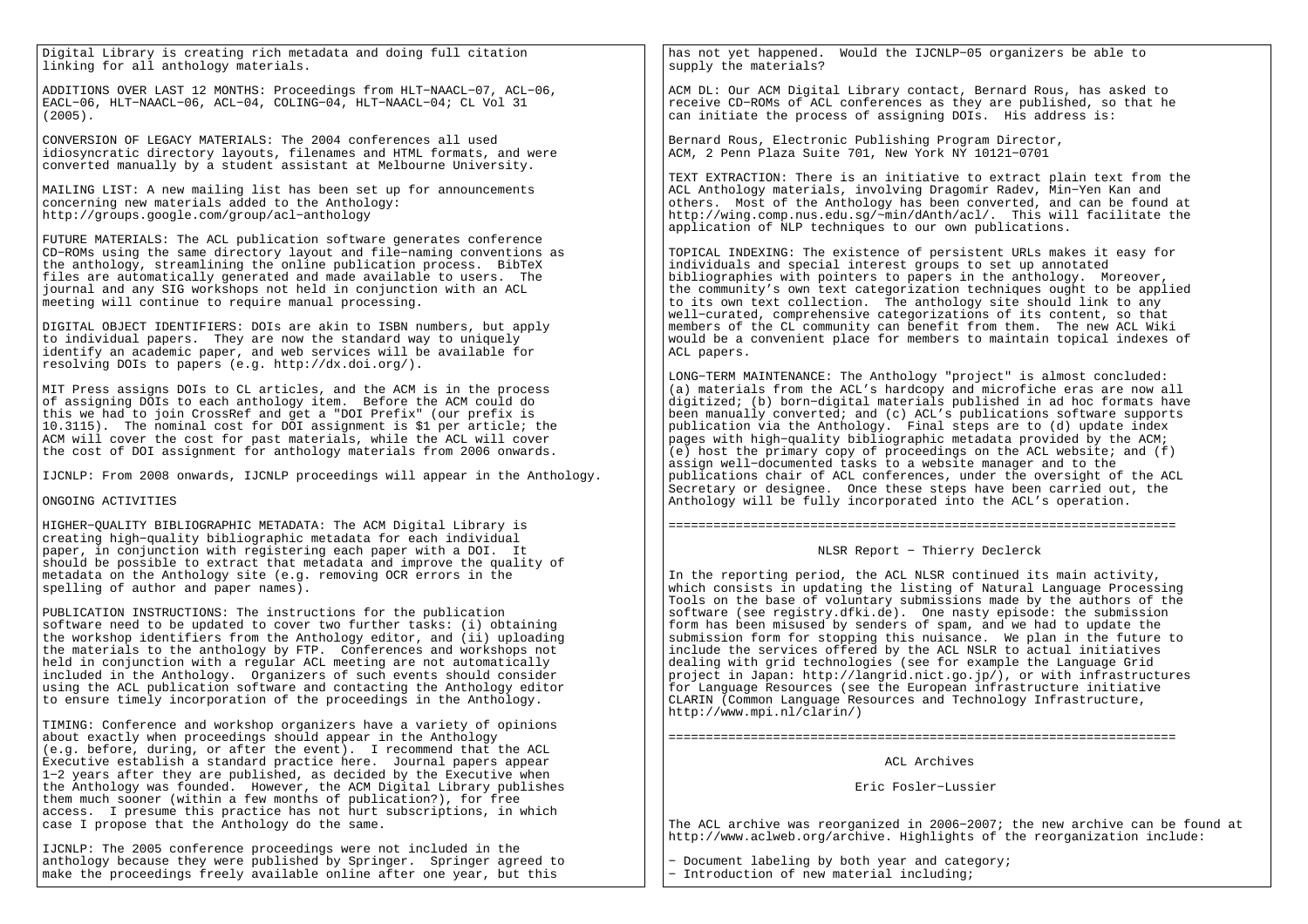Digital Library is creating rich metadata and doing full citation linking for all anthology materials.

ADDITIONS OVER LAST 12 MONTHS: Proceedings from HLT-NAACL-07, ACL-06, EACL-06, HLT-NAACL-06, ACL-04, COLING-04, HLT-NAACL-04; CL Vol 31 (2005).

CONVERSION OF LEGACY MATERIALS: The 2004 conferences all used idiosyncratic directory layouts, filenames and HTML formats, and were converted manually by a student assistant at Melbourne University.

MAILING LIST: A new mailing list has been set up for announcements concerning new materials added to the Anthology: http://groups.google.com/group/acl-anthology

FUTURE MATERIALS: The ACL publication software generates conference CD-ROMs using the same directory layout and file-naming conventions as the anthology, streamlining the online publication process. BibTeX files are automatically generated and made available to users. The journal and any SIG workshops not held in conjunction with an ACL meeting will continue to require manual processing.

DIGITAL OBJECT IDENTIFIERS: DOIs are akin to ISBN numbers, but apply to individual papers. They are now the standard way to uniquely identify an academic paper, and web services will be available for resolving DOIs to papers (e.g. http://dx.doi.org/).

MIT Press assigns DOIs to CL articles, and the ACM is in the process of assigning DOIs to each anthology item. Before the ACM could do this we had to join CrossRef and get a "DOI Prefix" (our prefix is 10.3115). The nominal cost for DOI assignment is $1 per article; the ACM will cover the cost for past materials, while the ACL will cover the cost of DOI assignment for anthology materials from 2006 onwards.

IJCNLP: From 2008 onwards, IJCNLP proceedings will appear in the Anthology.

ONGOING ACTIVITIES

HIGHER-QUALITY BIBLIOGRAPHIC METADATA: The ACM Digital Library is creating high-quality bibliographic metadata for each individual paper, in conjunction with registering each paper with a DOI. It should be possible to extract that metadata and improve the quality of metadata on the Anthology site (e.g. removing OCR errors in the spelling of author and paper names).

PUBLICATION INSTRUCTIONS: The instructions for the publication software need to be updated to cover two further tasks: (i) obtaining the workshop identifiers from the Anthology editor, and (ii) uploading the materials to the anthology by FTP. Conferences and workshops not held in conjunction with a regular ACL meeting are not automatically included in the Anthology. Organizers of such events should consider using the ACL publication software and contacting the Anthology editor to ensure timely incorporation of the proceedings in the Anthology.

TIMING: Conference and workshop organizers have a variety of opinions about exactly when proceedings should appear in the Anthology (e.g. before, during, or after the event). I recommend that the ACL Executive establish a standard practice here. Journal papers appear 1-2 years after they are published, as decided by the Executive when the Anthology was founded. However, the ACM Digital Library publishes them much sooner (within a few months of publication?), for free access. I presume this practice has not hurt subscriptions, in which case I propose that the Anthology do the same.

IJCNLP: The 2005 conference proceedings were not included in the anthology because they were published by Springer. Springer agreed to make the proceedings freely available online after one year, but this has not yet happened. Would the IJCNLP-05 organizers be able to supply the materials?

ACM DL: Our ACM Digital Library contact, Bernard Rous, has asked to receive CD-ROMs of ACL conferences as they are published, so that he can initiate the process of assigning DOIs. His address is:

Bernard Rous, Electronic Publishing Program Director,
ACM, 2 Penn Plaza Suite 701, New York NY 10121-0701

TEXT EXTRACTION: There is an initiative to extract plain text from the ACL Anthology materials, involving Dragomir Radev, Min-Yen Kan and others. Most of the Anthology has been converted, and can be found at http://wing.comp.nus.edu.sg/~min/dAnth/acl/. This will facilitate the application of NLP techniques to our own publications.

TOPICAL INDEXING: The existence of persistent URLs makes it easy for individuals and special interest groups to set up annotated bibliographies with pointers to papers in the anthology. Moreover, the community's own text categorization techniques ought to be applied to its own text collection. The anthology site should link to any well-curated, comprehensive categorizations of its content, so that members of the CL community can benefit from them. The new ACL Wiki would be a convenient place for members to maintain topical indexes of ACL papers.

LONG-TERM MAINTENANCE: The Anthology "project" is almost concluded: (a) materials from the ACL's hardcopy and microfiche eras are now all digitized; (b) born-digital materials published in ad hoc formats have been manually converted; and (c) ACL's publications software supports publication via the Anthology. Final steps are to (d) update index pages with high-quality bibliographic metadata provided by the ACM; (e) host the primary copy of proceedings on the ACL website; and (f) assign well-documented tasks to a website manager and to the publications chair of ACL conferences, under the oversight of the ACL Secretary or designee. Once these steps have been carried out, the Anthology will be fully incorporated into the ACL's operation.

====================================================================

## NLSR Report - Thierry Declerck

In the reporting period, the ACL NLSR continued its main activity, which consists in updating the listing of Natural Language Processing Tools on the base of voluntary submissions made by the authors of the software (see registry.dfki.de). One nasty episode: the submission form has been misused by senders of spam, and we had to update the submission form for stopping this nuisance. We plan in the future to include the services offered by the ACL NSLR to actual initiatives dealing with grid technologies (see for example the Language Grid project in Japan: http://langrid.nict.go.jp/), or with infrastructures for Language Resources (see the European infrastructure initiative CLARIN (Common Language Resources and Technology Infrastructure, http://www.mpi.nl/clarin/)

====================================================================

## ACL Archives

Eric Fosler-Lussier

The ACL archive was reorganized in 2006-2007; the new archive can be found at http://www.aclweb.org/archive. Highlights of the reorganization include:

- Document labeling by both year and category;
- Introduction of new material including;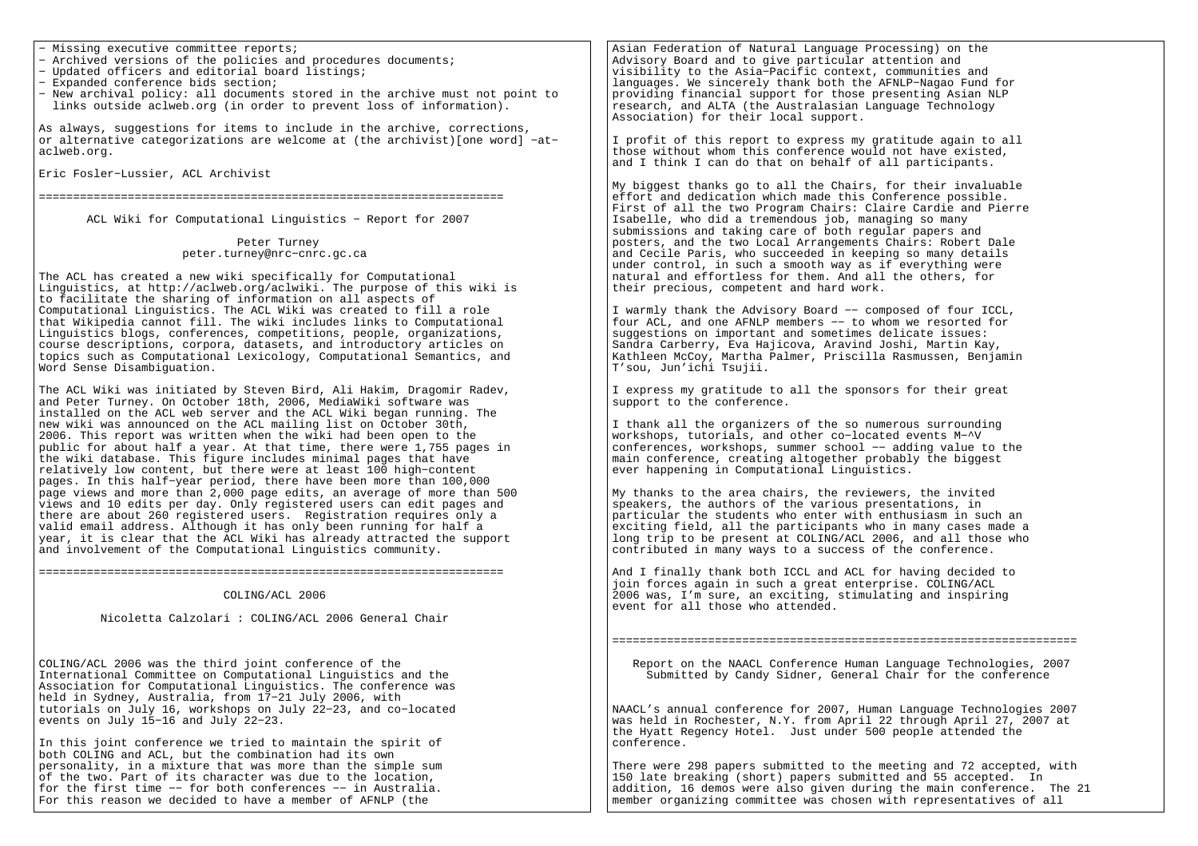- Missing executive committee reports;
- Archived versions of the policies and procedures documents;
- Updated officers and editorial board listings;
- Expanded conference bids section;
- New archival policy: all documents stored in the archive must not point to links outside aclweb.org (in order to prevent loss of information).

As always, suggestions for items to include in the archive, corrections, or alternative categorizations are welcome at (the archivist)[one word] -at- aclweb.org.

Eric Fosler-Lussier, ACL Archivist

---

## ACL Wiki for Computational Linguistics - Report for 2007

Peter Turney
peter.turney@nrc-cnrc.gc.ca

The ACL has created a new wiki specifically for Computational Linguistics, at http://aclweb.org/aclwiki. The purpose of this wiki is to facilitate the sharing of information on all aspects of Computational Linguistics. The ACL Wiki was created to fill a role that Wikipedia cannot fill. The wiki includes links to Computational Linguistics blogs, conferences, competitions, people, organizations, course descriptions, corpora, datasets, and introductory articles on topics such as Computational Lexicology, Computational Semantics, and Word Sense Disambiguation.

The ACL Wiki was initiated by Steven Bird, Ali Hakim, Dragomir Radev, and Peter Turney. On October 18th, 2006, MediaWiki software was installed on the ACL web server and the ACL Wiki began running. The new wiki was announced on the ACL mailing list on October 30th, 2006. This report was written when the wiki had been open to the public for about half a year. At that time, there were 1,755 pages in the wiki database. This figure includes minimal pages that have relatively low content, but there were at least 100 high-content pages. In this half-year period, there have been more than 100,000 page views and more than 2,000 page edits, an average of more than 500 views and 10 edits per day. Only registered users can edit pages and there are about 260 registered users. Registration requires only a valid email address. Although it has only been running for half a year, it is clear that the ACL Wiki has already attracted the support and involvement of the Computational Linguistics community.

---

## COLING/ACL 2006

Nicoletta Calzolari : COLING/ACL 2006 General Chair

COLING/ACL 2006 was the third joint conference of the International Committee on Computational Linguistics and the Association for Computational Linguistics. The conference was held in Sydney, Australia, from 17-21 July 2006, with tutorials on July 16, workshops on July 22-23, and co-located events on July 15-16 and July 22-23.

In this joint conference we tried to maintain the spirit of both COLING and ACL, but the combination had its own personality, in a mixture that was more than the simple sum of the two. Part of its character was due to the location, for the first time -- for both conferences -- in Australia. For this reason we decided to have a member of AFNLP (the Asian Federation of Natural Language Processing) on the Advisory Board and to give particular attention and visibility to the Asia-Pacific context, communities and languages. We sincerely thank both the AFNLP-Nagao Fund for providing financial support for those presenting Asian NLP research, and ALTA (the Australasian Language Technology Association) for their local support.

I profit of this report to express my gratitude again to all those without whom this conference would not have existed, and I think I can do that on behalf of all participants.

My biggest thanks go to all the Chairs, for their invaluable effort and dedication which made this Conference possible. First of all the two Program Chairs: Claire Cardie and Pierre Isabelle, who did a tremendous job, managing so many submissions and taking care of both regular papers and posters, and the two Local Arrangements Chairs: Robert Dale and Cecile Paris, who succeeded in keeping so many details under control, in such a smooth way as if everything were natural and effortless for them. And all the others, for their precious, competent and hard work.

I warmly thank the Advisory Board -- composed of four ICCL, four ACL, and one AFNLP members -- to whom we resorted for suggestions on important and sometimes delicate issues: Sandra Carberry, Eva Hajicova, Aravind Joshi, Martin Kay, Kathleen McCoy, Martha Palmer, Priscilla Rasmussen, Benjamin T'sou, Jun'ichi Tsujii.

I express my gratitude to all the sponsors for their great support to the conference.

I thank all the organizers of the so numerous surrounding workshops, tutorials, and other co-located events M-^V conferences, workshops, summer school -- adding value to the main conference, creating altogether probably the biggest ever happening in Computational Linguistics.

My thanks to the area chairs, the reviewers, the invited speakers, the authors of the various presentations, in particular the students who enter with enthusiasm in such an exciting field, all the participants who in many cases made a long trip to be present at COLING/ACL 2006, and all those who contributed in many ways to a success of the conference.

And I finally thank both ICCL and ACL for having decided to join forces again in such a great enterprise. COLING/ACL 2006 was, I'm sure, an exciting, stimulating and inspiring event for all those who attended.

---

## Report on the NAACL Conference Human Language Technologies, 2007

Submitted by Candy Sidner, General Chair for the conference

NAACL's annual conference for 2007, Human Language Technologies 2007 was held in Rochester, N.Y. from April 22 through April 27, 2007 at the Hyatt Regency Hotel. Just under 500 people attended the conference.

There were 298 papers submitted to the meeting and 72 accepted, with 150 late breaking (short) papers submitted and 55 accepted. In addition, 16 demos were also given during the main conference. The 21 member organizing committee was chosen with representatives of all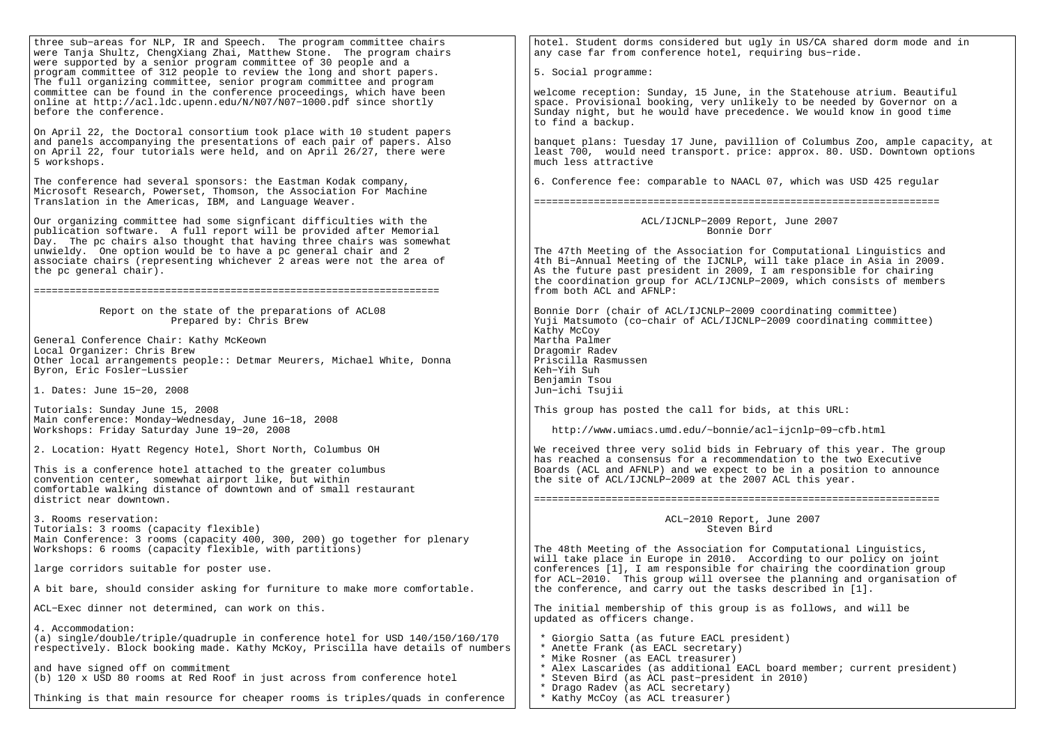three sub-areas for NLP, IR and Speech. The program committee chairs were Tanja Shultz, ChengXiang Zhai, Matthew Stone. The program chairs were supported by a senior program committee of 30 people and a program committee of 312 people to review the long and short papers. The full organizing committee, senior program committee and program committee can be found in the conference proceedings, which have been online at http://acl.ldc.upenn.edu/N/N07/N07-1000.pdf since shortly before the conference.

On April 22, the Doctoral consortium took place with 10 student papers and panels accompanying the presentations of each pair of papers. Also on April 22, four tutorials were held, and on April 26/27, there were 5 workshops.

The conference had several sponsors: the Eastman Kodak company, Microsoft Research, Powerset, Thomson, the Association For Machine Translation in the Americas, IBM, and Language Weaver.

Our organizing committee had some signficant difficulties with the publication software. A full report will be provided after Memorial Day. The pc chairs also thought that having three chairs was somewhat unwieldy. One option would be to have a pc general chair and 2 associate chairs (representing whichever 2 areas were not the area of the pc general chair).

---

## Report on the state of the preparations of ACL08
Prepared by: Chris Brew

General Conference Chair: Kathy McKeown
Local Organizer: Chris Brew
Other local arrangements people:: Detmar Meurers, Michael White, Donna Byron, Eric Fosler-Lussier

1. Dates: June 15-20, 2008

Tutorials: Sunday June 15, 2008
Main conference: Monday-Wednesday, June 16-18, 2008
Workshops: Friday Saturday June 19-20, 2008

2. Location: Hyatt Regency Hotel, Short North, Columbus OH

This is a conference hotel attached to the greater columbus convention center, somewhat airport like, but within comfortable walking distance of downtown and of small restaurant district near downtown.

3. Rooms reservation:
Tutorials: 3 rooms (capacity flexible)
Main Conference: 3 rooms (capacity 400, 300, 200) go together for plenary
Workshops: 6 rooms (capacity flexible, with partitions)

large corridors suitable for poster use.

A bit bare, should consider asking for furniture to make more comfortable.

ACL-Exec dinner not determined, can work on this.

4. Accommodation:
(a) single/double/triple/quadruple in conference hotel for USD 140/150/160/170 respectively. Block booking made. Kathy McKoy, Priscilla have details of numbers

and have signed off on commitment
(b) 120 x USD 80 rooms at Red Roof in just across from conference hotel

Thinking is that main resource for cheaper rooms is triples/quads in conference hotel. Student dorms considered but ugly in US/CA shared dorm mode and in any case far from conference hotel, requiring bus-ride.

5. Social programme:

welcome reception: Sunday, 15 June, in the Statehouse atrium. Beautiful space. Provisional booking, very unlikely to be needed by Governor on a Sunday night, but he would have precedence. We would know in good time to find a backup.

banquet plans: Tuesday 17 June, pavillion of Columbus Zoo, ample capacity, at least 700, would need transport. price: approx. 80. USD. Downtown options much less attractive

6. Conference fee: comparable to NAACL 07, which was USD 425 regular

---

## ACL/IJCNLP-2009 Report, June 2007
Bonnie Dorr

The 47th Meeting of the Association for Computational Linguistics and 4th Bi-Annual Meeting of the IJCNLP, will take place in Asia in 2009. As the future past president in 2009, I am responsible for chairing the coordination group for ACL/IJCNLP-2009, which consists of members from both ACL and AFNLP:

Bonnie Dorr (chair of ACL/IJCNLP-2009 coordinating committee)
Yuji Matsumoto (co-chair of ACL/IJCNLP-2009 coordinating committee)
Kathy McCoy
Martha Palmer
Dragomir Radev
Priscilla Rasmussen
Keh-Yih Suh
Benjamin Tsou
Jun-ichi Tsujii

This group has posted the call for bids, at this URL:

http://www.umiacs.umd.edu/~bonnie/acl-ijcnlp-09-cfb.html

We received three very solid bids in February of this year. The group has reached a consensus for a recommendation to the two Executive Boards (ACL and AFNLP) and we expect to be in a position to announce the site of ACL/IJCNLP-2009 at the 2007 ACL this year.

---

## ACL-2010 Report, June 2007
Steven Bird

The 48th Meeting of the Association for Computational Linguistics, will take place in Europe in 2010. According to our policy on joint conferences [1], I am responsible for chairing the coordination group for ACL-2010. This group will oversee the planning and organisation of the conference, and carry out the tasks described in [1].

The initial membership of this group is as follows, and will be updated as officers change.

* Giorgio Satta (as future EACL president)
* Anette Frank (as EACL secretary)
* Mike Rosner (as EACL treasurer)
* Alex Lascarides (as additional EACL board member; current president)
* Steven Bird (as ACL past-president in 2010)
* Drago Radev (as ACL secretary)
* Kathy McCoy (as ACL treasurer)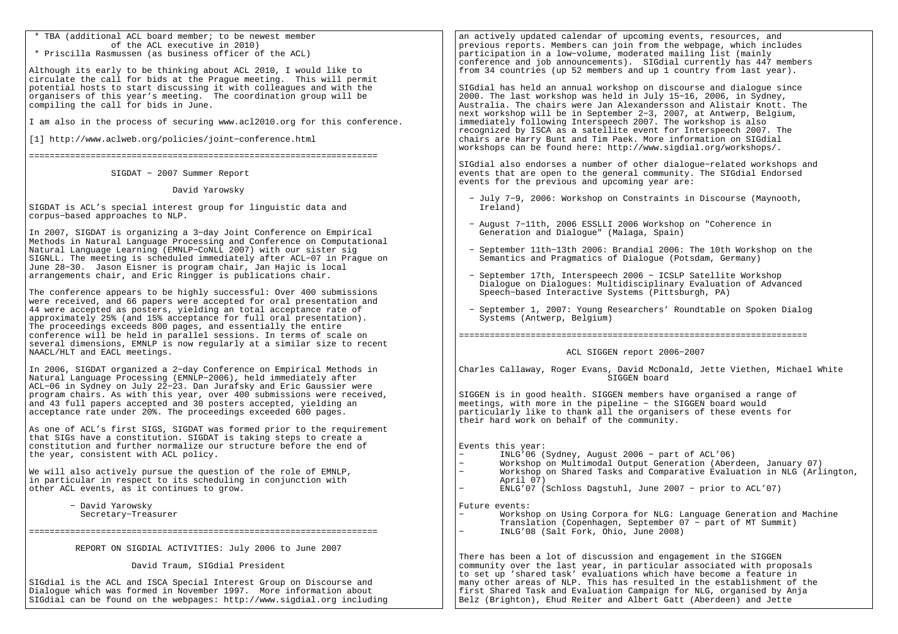* TBA (additional ACL board member; to be newest member of the ACL executive in 2010)
* Priscilla Rasmussen (as business officer of the ACL)

Although its early to be thinking about ACL 2010, I would like to circulate the call for bids at the Prague meeting. This will permit potential hosts to start discussing it with colleagues and with the organisers of this year's meeting. The coordination group will be compiling the call for bids in June.

I am also in the process of securing www.acl2010.org for this conference.

[1] http://www.aclweb.org/policies/joint-conference.html

---

## SIGDAT - 2007 Summer Report

David Yarowsky

SIGDAT is ACL's special interest group for linguistic data and corpus-based approaches to NLP.

In 2007, SIGDAT is organizing a 3-day Joint Conference on Empirical Methods in Natural Language Processing and Conference on Computational Natural Language Learning (EMNLP-CoNLL 2007) with our sister sig SIGNLL. The meeting is scheduled immediately after ACL-07 in Prague on June 28-30. Jason Eisner is program chair, Jan Hajic is local arrangements chair, and Eric Ringger is publications chair.

The conference appears to be highly successful: Over 400 submissions were received, and 66 papers were accepted for oral presentation and 44 were accepted as posters, yielding an total acceptance rate of approximately 25% (and 15% acceptance for full oral presentation). The proceedings exceeds 800 pages, and essentially the entire conference will be held in parallel sessions. In terms of scale on several dimensions, EMNLP is now regularly at a similar size to recent NAACL/HLT and EACL meetings.

In 2006, SIGDAT organized a 2-day Conference on Empirical Methods in Natural Language Processing (EMNLP-2006), held immediately after ACL-06 in Sydney on July 22-23. Dan Jurafsky and Eric Gaussier were program chairs. As with this year, over 400 submissions were received, and 43 full papers accepted and 30 posters accepted, yielding an acceptance rate under 20%. The proceedings exceeded 600 pages.

As one of ACL's first SIGS, SIGDAT was formed prior to the requirement that SIGs have a constitution. SIGDAT is taking steps to create a constitution and further normalize our structure before the end of the year, consistent with ACL policy.

We will also actively pursue the question of the role of EMNLP, in particular in respect to its scheduling in conjunction with other ACL events, as it continues to grow.

- David Yarowsky
  Secretary-Treasurer

---

## REPORT ON SIGDIAL ACTIVITIES: July 2006 to June 2007

David Traum, SIGdial President

SIGdial is the ACL and ISCA Special Interest Group on Discourse and Dialogue which was formed in November 1997. More information about SIGdial can be found on the webpages: http://www.sigdial.org including an actively updated calendar of upcoming events, resources, and previous reports. Members can join from the webpage, which includes participation in a low-volume, moderated mailing list (mainly conference and job announcements). SIGdial currently has 447 members from 34 countries (up 52 members and up 1 country from last year).

SIGdial has held an annual workshop on discourse and dialogue since 2000. The last workshop was held in July 15-16, 2006, in Sydney, Australia. The chairs were Jan Alexandersson and Alistair Knott. The next workshop will be in September 2-3, 2007, at Antwerp, Belgium, immediately following Interspeech 2007. The workshop is also recognized by ISCA as a satellite event for Interspeech 2007. The chairs are Harry Bunt and Tim Paek. More information on SIGdial workshops can be found here: http://www.sigdial.org/workshops/.

SIGdial also endorses a number of other dialogue-related workshops and events that are open to the general community. The SIGdial Endorsed events for the previous and upcoming year are:

- July 7-9, 2006: Workshop on Constraints in Discourse (Maynooth, Ireland)
- August 7-11th, 2006 ESSLLI 2006 Workshop on "Coherence in Generation and Dialogue" (Malaga, Spain)
- September 11th-13th 2006: Brandial 2006: The 10th Workshop on the Semantics and Pragmatics of Dialogue (Potsdam, Germany)
- September 17th, Interspeech 2006 - ICSLP Satellite Workshop Dialogue on Dialogues: Multidisciplinary Evaluation of Advanced Speech-based Interactive Systems (Pittsburgh, PA)
- September 1, 2007: Young Researchers' Roundtable on Spoken Dialog Systems (Antwerp, Belgium)

---

## ACL SIGGEN report 2006-2007

Charles Callaway, Roger Evans, David McDonald, Jette Viethen, Michael White
SIGGEN board

SIGGEN is in good health. SIGGEN members have organised a range of meetings, with more in the pipeline - the SIGGEN board would particularly like to thank all the organisers of these events for their hard work on behalf of the community.

Events this year:

- INLG'06 (Sydney, August 2006 - part of ACL'06)
- Workshop on Multimodal Output Generation (Aberdeen, January 07)
- Workshop on Shared Tasks and Comparative Evaluation in NLG (Arlington, April 07)
- ENLG'07 (Schloss Dagstuhl, June 2007 - prior to ACL'07)

Future events:

- Workshop on Using Corpora for NLG: Language Generation and Machine Translation (Copenhagen, September 07 - part of MT Summit)
- INLG'08 (Salt Fork, Ohio, June 2008)

There has been a lot of discussion and engagement in the SIGGEN community over the last year, in particular associated with proposals to set up 'shared task' evaluations which have become a feature in many other areas of NLP. This has resulted in the establishment of the first Shared Task and Evaluation Campaign for NLG, organised by Anja Belz (Brighton), Ehud Reiter and Albert Gatt (Aberdeen) and Jette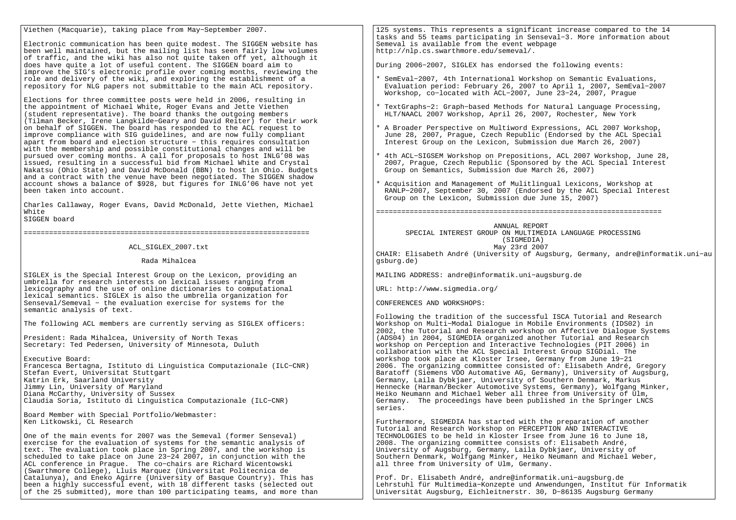Viethen (Macquarie), taking place from May-September 2007.

Electronic communication has been quite modest. The SIGGEN website has been well maintained, but the mailing list has seen fairly low volumes of traffic, and the wiki has also not quite taken off yet, although it does have quite a lot of useful content. The SIGGEN board aim to improve the SIG's electronic profile over coming months, reviewing the role and delivery of the wiki, and exploring the establishment of a repository for NLG papers not submittable to the main ACL repository.

Elections for three committee posts were held in 2006, resulting in the appointment of Michael White, Roger Evans and Jette Viethen (student representative). The board thanks the outgoing members (Tilman Becker, Irene Langkilde-Geary and David Reiter) for their work on behalf of SIGGEN. The board has responded to the ACL request to improve compliance with SIG guidelines, and are now fully compliant apart from board and election structure - this requires consultation with the membership and possible constitutional changes and will be pursued over coming months. A call for proposals to host INLG'08 was issued, resulting in a successful bid from Michael White and Crystal Nakatsu (Ohio State) and David McDonald (BBN) to host in Ohio. Budgets and a contract with the venue have been negotiated. The SIGGEN shadow account shows a balance of $928, but figures for INLG'06 have not yet been taken into account.

Charles Callaway, Roger Evans, David McDonald, Jette Viethen, Michael White
SIGGEN board

====================================================================

## ACL_SIGLEX_2007.txt

Rada Mihalcea

SIGLEX is the Special Interest Group on the Lexicon, providing an umbrella for research interests on lexical issues ranging from lexicography and the use of online dictionaries to computational lexical semantics. SIGLEX is also the umbrella organization for Senseval/Semeval - the evaluation exercise for systems for the semantic analysis of text.

The following ACL members are currently serving as SIGLEX officers:

President: Rada Mihalcea, University of North Texas
Secretary: Ted Pedersen, University of Minnesota, Duluth

Executive Board:
Francesca Bertagna, Istituto di Linguistica Computazionale (ILC-CNR)
Stefan Evert, Universitat Stuttgart
Katrin Erk, Saarland University
Jimmy Lin, University of Maryland
Diana McCarthy, University of Sussex
Claudia Soria, Istituto di Linguistica Computazionale (ILC-CNR)

Board Member with Special Portfolio/Webmaster:
Ken Litkowski, CL Research

One of the main events for 2007 was the Semeval (former Senseval) exercise for the evaluation of systems for the semantic analysis of text. The evaluation took place in Spring 2007, and the workshop is scheduled to take place on June 23-24 2007, in conjunction with the ACL conference in Prague. The co-chairs are Richard Wicentowski (Swarthmore College), Lluis Marquez (Universitat Politecnica de Catalunya), and Eneko Agirre (University of Basque Country). This has been a highly successful event, with 18 different tasks (selected out of the 25 submitted), more than 100 participating teams, and more than 125 systems. This represents a significant increase compared to the 14 tasks and 55 teams participating in Senseval-3. More information about Semeval is available from the event webpage http://nlp.cs.swarthmore.edu/semeval/.

During 2006-2007, SIGLEX has endorsed the following events:

* SemEval-2007, 4th International Workshop on Semantic Evaluations, Evaluation period: February 26, 2007 to April 1, 2007, SemEval-2007 Workshop, co-located with ACL-2007, June 23-24, 2007, Prague

* TextGraphs-2: Graph-based Methods for Natural Language Processing, HLT/NAACL 2007 Workshop, April 26, 2007, Rochester, New York

* A Broader Perspective on Multiword Expressions, ACL 2007 Workshop, June 28, 2007, Prague, Czech Republic (Endorsed by the ACL Special Interest Group on the Lexicon, Submission due March 26, 2007)

* 4th ACL-SIGSEM Workshop on Prepositions, ACL 2007 Workshop, June 28, 2007, Prague, Czech Republic (Sponsored by the ACL Special Interest Group on Semantics, Submission due March 26, 2007)

* Acquisition and Management of Mulitlingual Lexicons, Workshop at RANLP-2007, September 30, 2007 (Endorsed by the ACL Special Interest Group on the Lexicon, Submission due June 15, 2007)

====================================================================

## ANNUAL REPORT
## SPECIAL INTEREST GROUP ON MULTIMEDIA LANGUAGE PROCESSING (SIGMEDIA)

May 23rd 2007

CHAIR: Elisabeth André (University of Augsburg, Germany, andre@informatik.uni-augsburg.de)

MAILING ADDRESS: andre@informatik.uni-augsburg.de

URL: http://www.sigmedia.org/

CONFERENCES AND WORKSHOPS:

Following the tradition of the successful ISCA Tutorial and Research Workshop on Multi-Modal Dialogue in Mobile Environments (IDS02) in 2002, the Tutorial and Research workshop on Affective Dialogue Systems (ADS04) in 2004, SIGMEDIA organized another Tutorial and Research workshop on Perception and Interactive Technologies (PIT 2006) in collaboration with the ACL Special Interest Group SIGDial. The workshop took place at Kloster Irsee, Germany from June 19-21 2006. The organizing committee consisted of: Elisabeth André, Gregory Baratoff (Siemens VDO Automative AG, Germany), University of Augsburg, Germany, Laila Dybkjaer, University of Southern Denmark, Markus Hennecke (Harman/Becker Automotive Systems, Germany), Wolfgang Minker, Heiko Neumann and Michael Weber all three from University of Ulm, Germany. The proceedings have been published in the Springer LNCS series.

Furthermore, SIGMEDIA has started with the preparation of another Tutorial and Research Workshop on PERCEPTION AND INTERACTIVE TECHNOLOGIES to be held in Kloster Irsee from June 16 to June 18, 2008. The organizing committee consists of: Elisabeth André, University of Augsburg, Germany, Laila Dybkjaer, University of Southern Denmark, Wolfgang Minker, Heiko Neumann and Michael Weber, all three from University of Ulm, Germany.

Prof. Dr. Elisabeth André, andre@informatik.uni-augsburg.de
Lehrstuhl für Multimedia-Konzepte und Anwendungen, Institut für Informatik
Universität Augsburg, Eichleitnerstr. 30, D-86135 Augsburg Germany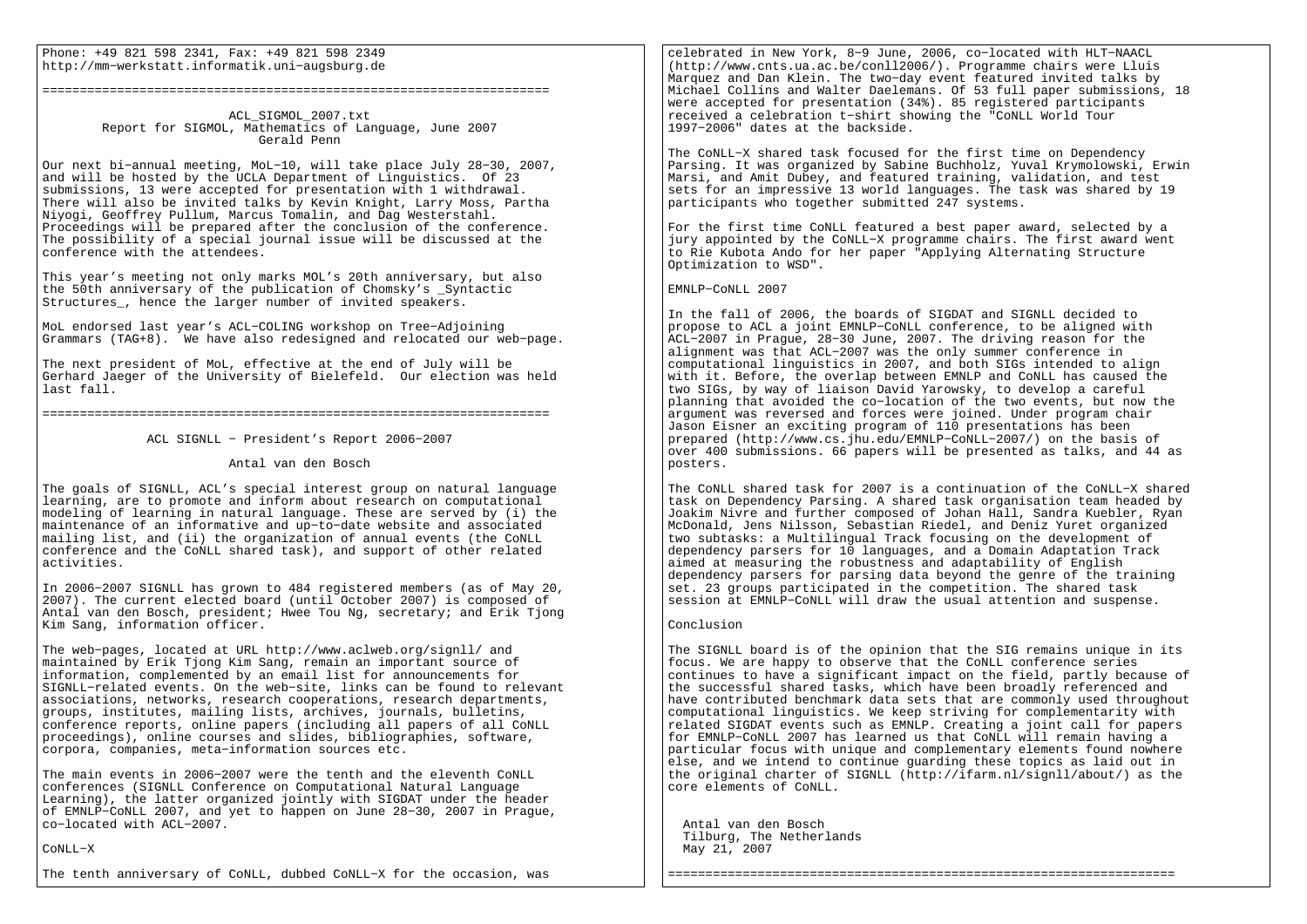Phone: +49 821 598 2341, Fax: +49 821 598 2349
http://mm-werkstatt.informatik.uni-augsburg.de

====================================================================

ACL_SIGMOL_2007.txt
Report for SIGMOL, Mathematics of Language, June 2007
Gerald Penn

Our next bi-annual meeting, MoL-10, will take place July 28-30, 2007, and will be hosted by the UCLA Department of Linguistics. Of 23 submissions, 13 were accepted for presentation with 1 withdrawal. There will also be invited talks by Kevin Knight, Larry Moss, Partha Niyogi, Geoffrey Pullum, Marcus Tomalin, and Dag Westerstahl. Proceedings will be prepared after the conclusion of the conference. The possibility of a special journal issue will be discussed at the conference with the attendees.

This year's meeting not only marks MOL's 20th anniversary, but also the 50th anniversary of the publication of Chomsky's _Syntactic Structures_, hence the larger number of invited speakers.

MoL endorsed last year's ACL-COLING workshop on Tree-Adjoining Grammars (TAG+8). We have also redesigned and relocated our web-page.

The next president of MoL, effective at the end of July will be Gerhard Jaeger of the University of Bielefeld. Our election was held last fall.

====================================================================

ACL SIGNLL - President's Report 2006-2007

Antal van den Bosch

The goals of SIGNLL, ACL's special interest group on natural language learning, are to promote and inform about research on computational modeling of learning in natural language. These are served by (i) the maintenance of an informative and up-to-date website and associated mailing list, and (ii) the organization of annual events (the CoNLL conference and the CoNLL shared task), and support of other related activities.

In 2006-2007 SIGNLL has grown to 484 registered members (as of May 20, 2007). The current elected board (until October 2007) is composed of Antal van den Bosch, president; Hwee Tou Ng, secretary; and Erik Tjong Kim Sang, information officer.

The web-pages, located at URL http://www.aclweb.org/signll/ and maintained by Erik Tjong Kim Sang, remain an important source of information, complemented by an email list for announcements for SIGNLL-related events. On the web-site, links can be found to relevant associations, networks, research cooperations, research departments, groups, institutes, mailing lists, archives, journals, bulletins, conference reports, online papers (including all papers of all CoNLL proceedings), online courses and slides, bibliographies, software, corpora, companies, meta-information sources etc.

The main events in 2006-2007 were the tenth and the eleventh CoNLL conferences (SIGNLL Conference on Computational Natural Language Learning), the latter organized jointly with SIGDAT under the header of EMNLP-CoNLL 2007, and yet to happen on June 28-30, 2007 in Prague, co-located with ACL-2007.

CoNLL-X

The tenth anniversary of CoNLL, dubbed CoNLL-X for the occasion, was celebrated in New York, 8-9 June, 2006, co-located with HLT-NAACL (http://www.cnts.ua.ac.be/conll2006/). Programme chairs were Lluis Marquez and Dan Klein. The two-day event featured invited talks by Michael Collins and Walter Daelemans. Of 53 full paper submissions, 18 were accepted for presentation (34%). 85 registered participants received a celebration t-shirt showing the "CoNLL World Tour 1997-2006" dates at the backside.

The CoNLL-X shared task focused for the first time on Dependency Parsing. It was organized by Sabine Buchholz, Yuval Krymolowski, Erwin Marsi, and Amit Dubey, and featured training, validation, and test sets for an impressive 13 world languages. The task was shared by 19 participants who together submitted 247 systems.

For the first time CoNLL featured a best paper award, selected by a jury appointed by the CoNLL-X programme chairs. The first award went to Rie Kubota Ando for her paper "Applying Alternating Structure Optimization to WSD".

EMNLP-CoNLL 2007

In the fall of 2006, the boards of SIGDAT and SIGNLL decided to propose to ACL a joint EMNLP-CoNLL conference, to be aligned with ACL-2007 in Prague, 28-30 June, 2007. The driving reason for the alignment was that ACL-2007 was the only summer conference in computational linguistics in 2007, and both SIGs intended to align with it. Before, the overlap between EMNLP and CoNLL has caused the two SIGs, by way of liaison David Yarowsky, to develop a careful planning that avoided the co-location of the two events, but now the argument was reversed and forces were joined. Under program chair Jason Eisner an exciting program of 110 presentations has been prepared (http://www.cs.jhu.edu/EMNLP-CoNLL-2007/) on the basis of over 400 submissions. 66 papers will be presented as talks, and 44 as posters.

The CoNLL shared task for 2007 is a continuation of the CoNLL-X shared task on Dependency Parsing. A shared task organisation team headed by Joakim Nivre and further composed of Johan Hall, Sandra Kuebler, Ryan McDonald, Jens Nilsson, Sebastian Riedel, and Deniz Yuret organized two subtasks: a Multilingual Track focusing on the development of dependency parsers for 10 languages, and a Domain Adaptation Track aimed at measuring the robustness and adaptability of English dependency parsers for parsing data beyond the genre of the training set. 23 groups participated in the competition. The shared task session at EMNLP-CoNLL will draw the usual attention and suspense.

Conclusion

The SIGNLL board is of the opinion that the SIG remains unique in its focus. We are happy to observe that the CoNLL conference series continues to have a significant impact on the field, partly because of the successful shared tasks, which have been broadly referenced and have contributed benchmark data sets that are commonly used throughout computational linguistics. We keep striving for complementarity with related SIGDAT events such as EMNLP. Creating a joint call for papers for EMNLP-CoNLL 2007 has learned us that CoNLL will remain having a particular focus with unique and complementary elements found nowhere else, and we intend to continue guarding these topics as laid out in the original charter of SIGNLL (http://ifarm.nl/signll/about/) as the core elements of CoNLL.

Antal van den Bosch
Tilburg, The Netherlands
May 21, 2007

====================================================================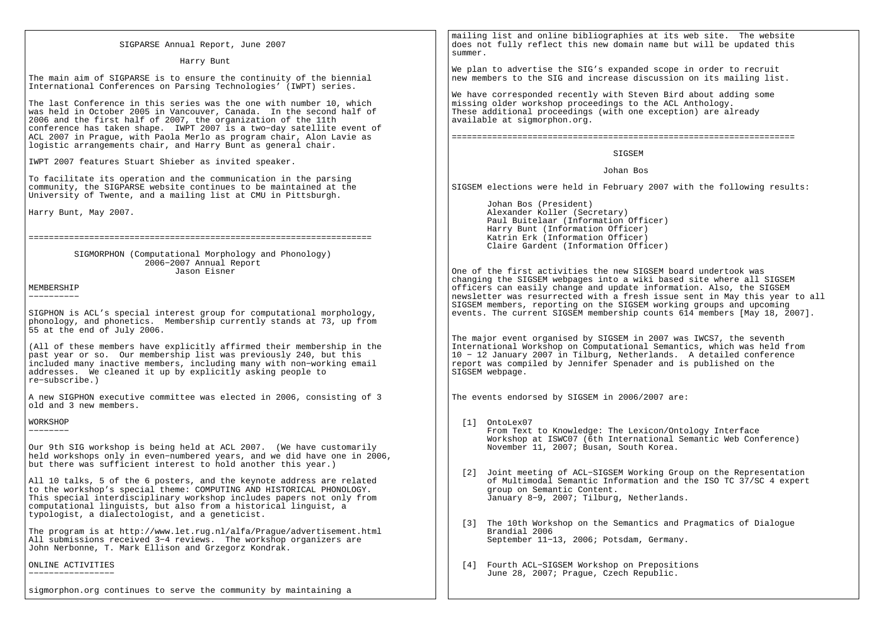## SIGPARSE Annual Report, June 2007

Harry Bunt

The main aim of SIGPARSE is to ensure the continuity of the biennial International Conferences on Parsing Technologies' (IWPT) series.

The last Conference in this series was the one with number 10, which was held in October 2005 in Vancouver, Canada. In the second half of 2006 and the first half of 2007, the organization of the 11th conference has taken shape. IWPT 2007 is a two-day satellite event of ACL 2007 in Prague, with Paola Merlo as program chair, Alon Lavie as logistic arrangements chair, and Harry Bunt as general chair.

IWPT 2007 features Stuart Shieber as invited speaker.

To facilitate its operation and the communication in the parsing community, the SIGPARSE website continues to be maintained at the University of Twente, and a mailing list at CMU in Pittsburgh.

Harry Bunt, May 2007.

===================================================================

## SIGMORPHON (Computational Morphology and Phonology) 2006-2007 Annual Report

Jason Eisner

### MEMBERSHIP

SIGPHON is ACL's special interest group for computational morphology, phonology, and phonetics. Membership currently stands at 73, up from 55 at the end of July 2006.

(All of these members have explicitly affirmed their membership in the past year or so. Our membership list was previously 240, but this included many inactive members, including many with non-working email addresses. We cleaned it up by explicitly asking people to re-subscribe.)

A new SIGPHON executive committee was elected in 2006, consisting of 3 old and 3 new members.

### WORKSHOP

Our 9th SIG workshop is being held at ACL 2007. (We have customarily held workshops only in even-numbered years, and we did have one in 2006, but there was sufficient interest to hold another this year.)

All 10 talks, 5 of the 6 posters, and the keynote address are related to the workshop's special theme: COMPUTING AND HISTORICAL PHONOLOGY. This special interdisciplinary workshop includes papers not only from computational linguists, but also from a historical linguist, a typologist, a dialectologist, and a geneticist.

The program is at http://www.let.rug.nl/alfa/Prague/advertisement.html All submissions received 3-4 reviews. The workshop organizers are John Nerbonne, T. Mark Ellison and Grzegorz Kondrak.

### ONLINE ACTIVITIES

sigmorphon.org continues to serve the community by maintaining a mailing list and online bibliographies at its web site. The website does not fully reflect this new domain name but will be updated this summer.

We plan to advertise the SIG's expanded scope in order to recruit new members to the SIG and increase discussion on its mailing list.

We have corresponded recently with Steven Bird about adding some missing older workshop proceedings to the ACL Anthology. These additional proceedings (with one exception) are already available at sigmorphon.org.

===================================================================

## SIGSEM

Johan Bos

SIGSEM elections were held in February 2007 with the following results:

- Johan Bos (President)
- Alexander Koller (Secretary)
- Paul Buitelaar (Information Officer)
- Harry Bunt (Information Officer)
- Katrin Erk (Information Officer)
- Claire Gardent (Information Officer)

One of the first activities the new SIGSEM board undertook was changing the SIGSEM webpages into a wiki based site where all SIGSEM officers can easily change and update information. Also, the SIGSEM newsletter was resurrected with a fresh issue sent in May this year to all SIGSEM members, reporting on the SIGSEM working groups and upcoming events. The current SIGSEM membership counts 614 members [May 18, 2007].

The major event organised by SIGSEM in 2007 was IWCS7, the seventh International Workshop on Computational Semantics, which was held from 10 - 12 January 2007 in Tilburg, Netherlands. A detailed conference report was compiled by Jennifer Spenader and is published on the SIGSEM webpage.

The events endorsed by SIGSEM in 2006/2007 are:

[1] OntoLex07
From Text to Knowledge: The Lexicon/Ontology Interface
Workshop at ISWC07 (6th International Semantic Web Conference)
November 11, 2007; Busan, South Korea.

[2] Joint meeting of ACL-SIGSEM Working Group on the Representation of Multimodal Semantic Information and the ISO TC 37/SC 4 expert group on Semantic Content.
January 8-9, 2007; Tilburg, Netherlands.

[3] The 10th Workshop on the Semantics and Pragmatics of Dialogue Brandial 2006
September 11-13, 2006; Potsdam, Germany.

[4] Fourth ACL-SIGSEM Workshop on Prepositions
June 28, 2007; Prague, Czech Republic.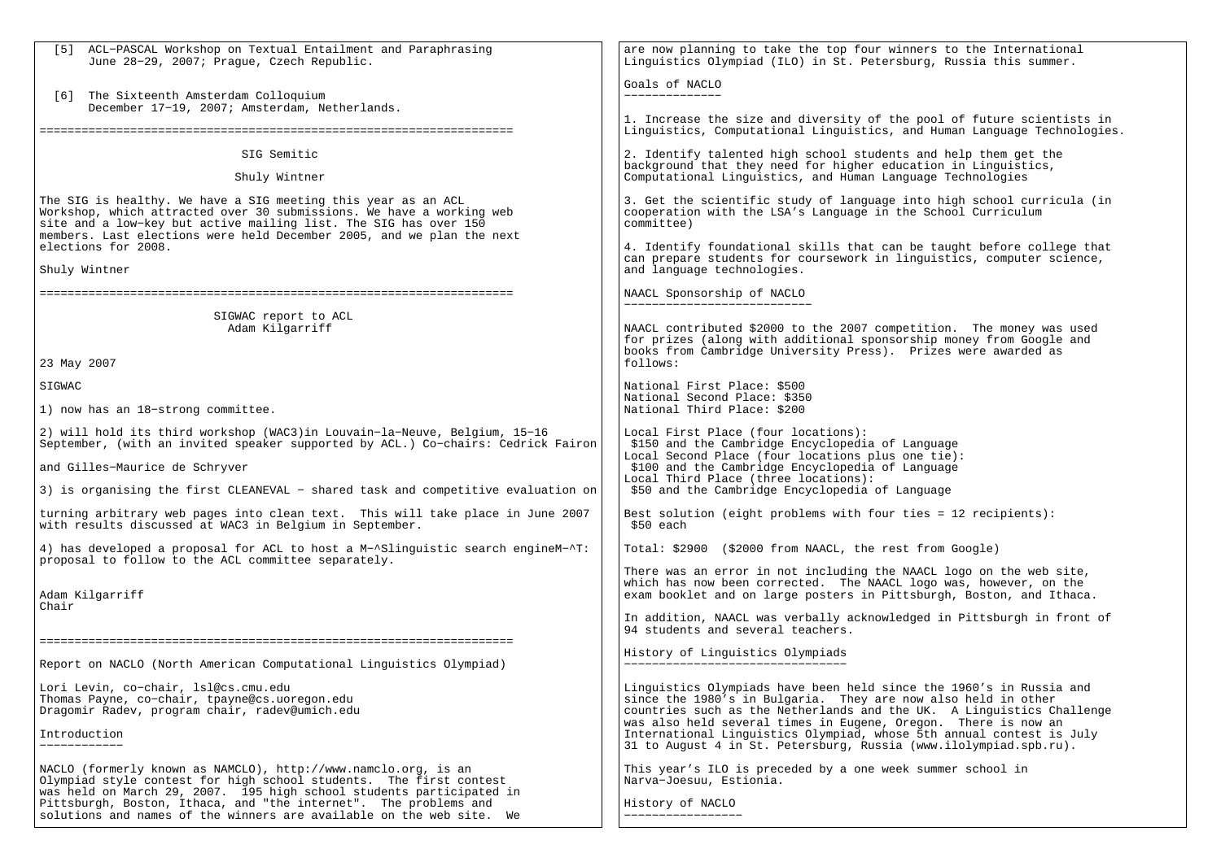[5] ACL-PASCAL Workshop on Textual Entailment and Paraphrasing
June 28-29, 2007; Prague, Czech Republic.

[6] The Sixteenth Amsterdam Colloquium
December 17-19, 2007; Amsterdam, Netherlands.

---

## SIG Semitic

Shuly Wintner

The SIG is healthy. We have a SIG meeting this year as an ACL Workshop, which attracted over 30 submissions. We have a working web site and a low-key but active mailing list. The SIG has over 150 members. Last elections were held December 2005, and we plan the next elections for 2008.

Shuly Wintner

---

## SIGWAC report to ACL

Adam Kilgarriff

23 May 2007

SIGWAC

1) now has an 18-strong committee.

2) will hold its third workshop (WAC3)in Louvain-la-Neuve, Belgium, 15-16 September, (with an invited speaker supported by ACL.) Co-chairs: Cedrick Fairon

and Gilles-Maurice de Schryver

3) is organising the first CLEANEVAL - shared task and competitive evaluation on

turning arbitrary web pages into clean text. This will take place in June 2007 with results discussed at WAC3 in Belgium in September.

4) has developed a proposal for ACL to host a M-^Slinguistic search engineM-^T: proposal to follow to the ACL committee separately.

Adam Kilgarriff
Chair

---

## Report on NACLO (North American Computational Linguistics Olympiad)

Lori Levin, co-chair, lsl@cs.cmu.edu
Thomas Payne, co-chair, tpayne@cs.uoregon.edu
Dragomir Radev, program chair, radev@umich.edu

### Introduction

NACLO (formerly known as NAMCLO), http://www.namclo.org, is an Olympiad style contest for high school students. The first contest was held on March 29, 2007. 195 high school students participated in Pittsburgh, Boston, Ithaca, and "the internet". The problems and solutions and names of the winners are available on the web site. We are now planning to take the top four winners to the International Linguistics Olympiad (ILO) in St. Petersburg, Russia this summer.

### Goals of NACLO

1. Increase the size and diversity of the pool of future scientists in Linguistics, Computational Linguistics, and Human Language Technologies.

2. Identify talented high school students and help them get the background that they need for higher education in Linguistics, Computational Linguistics, and Human Language Technologies

3. Get the scientific study of language into high school curricula (in cooperation with the LSA's Language in the School Curriculum committee)

4. Identify foundational skills that can be taught before college that can prepare students for coursework in linguistics, computer science, and language technologies.

### NAACL Sponsorship of NACLO

NAACL contributed $2000 to the 2007 competition. The money was used for prizes (along with additional sponsorship money from Google and books from Cambridge University Press). Prizes were awarded as follows:

National First Place: $500
National Second Place: $350
National Third Place: $200

Local First Place (four locations):
$150 and the Cambridge Encyclopedia of Language
Local Second Place (four locations plus one tie):
$100 and the Cambridge Encyclopedia of Language
Local Third Place (three locations):
$50 and the Cambridge Encyclopedia of Language

Best solution (eight problems with four ties = 12 recipients):
$50 each

Total: $2900 ($2000 from NAACL, the rest from Google)

There was an error in not including the NAACL logo on the web site, which has now been corrected. The NAACL logo was, however, on the exam booklet and on large posters in Pittsburgh, Boston, and Ithaca.

In addition, NAACL was verbally acknowledged in Pittsburgh in front of 94 students and several teachers.

### History of Linguistics Olympiads

Linguistics Olympiads have been held since the 1960's in Russia and since the 1980's in Bulgaria. They are now also held in other countries such as the Netherlands and the UK. A Linguistics Challenge was also held several times in Eugene, Oregon. There is now an International Linguistics Olympiad, whose 5th annual contest is July 31 to August 4 in St. Petersburg, Russia (www.ilolympiad.spb.ru).

This year's ILO is preceded by a one week summer school in Narva-Joesuu, Estionia.

### History of NACLO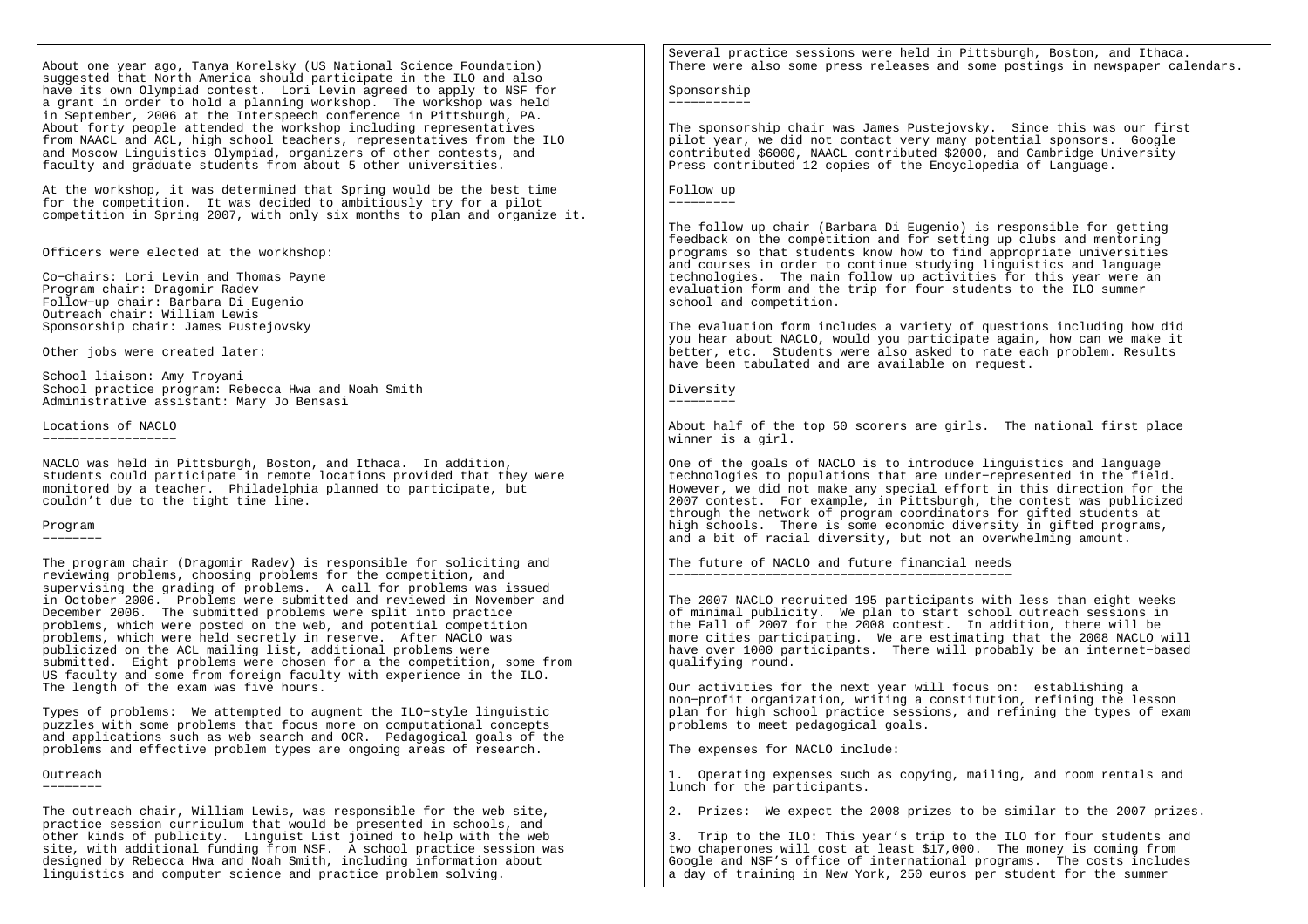About one year ago, Tanya Korelsky (US National Science Foundation) suggested that North America should participate in the ILO and also have its own Olympiad contest. Lori Levin agreed to apply to NSF for a grant in order to hold a planning workshop. The workshop was held in September, 2006 at the Interspeech conference in Pittsburgh, PA. About forty people attended the workshop including representatives from NAACL and ACL, high school teachers, representatives from the ILO and Moscow Linguistics Olympiad, organizers of other contests, and faculty and graduate students from about 5 other universities.

At the workshop, it was determined that Spring would be the best time for the competition. It was decided to ambitiously try for a pilot competition in Spring 2007, with only six months to plan and organize it.

Officers were elected at the workhshop:

Co-chairs: Lori Levin and Thomas Payne
Program chair: Dragomir Radev
Follow-up chair: Barbara Di Eugenio
Outreach chair: William Lewis
Sponsorship chair: James Pustejovsky

Other jobs were created later:

School liaison: Amy Troyani
School practice program: Rebecca Hwa and Noah Smith
Administrative assistant: Mary Jo Bensasi

## Locations of NACLO

NACLO was held in Pittsburgh, Boston, and Ithaca. In addition, students could participate in remote locations provided that they were monitored by a teacher. Philadelphia planned to participate, but couldn't due to the tight time line.

## Program

The program chair (Dragomir Radev) is responsible for soliciting and reviewing problems, choosing problems for the competition, and supervising the grading of problems. A call for problems was issued in October 2006. Problems were submitted and reviewed in November and December 2006. The submitted problems were split into practice problems, which were posted on the web, and potential competition problems, which were held secretly in reserve. After NACLO was publicized on the ACL mailing list, additional problems were submitted. Eight problems were chosen for a the competition, some from US faculty and some from foreign faculty with experience in the ILO. The length of the exam was five hours.

Types of problems: We attempted to augment the ILO-style linguistic puzzles with some problems that focus more on computational concepts and applications such as web search and OCR. Pedagogical goals of the problems and effective problem types are ongoing areas of research.

## Outreach

The outreach chair, William Lewis, was responsible for the web site, practice session curriculum that would be presented in schools, and other kinds of publicity. Linguist List joined to help with the web site, with additional funding from NSF. A school practice session was designed by Rebecca Hwa and Noah Smith, including information about linguistics and computer science and practice problem solving.

Several practice sessions were held in Pittsburgh, Boston, and Ithaca. There were also some press releases and some postings in newspaper calendars.

## Sponsorship

The sponsorship chair was James Pustejovsky. Since this was our first pilot year, we did not contact very many potential sponsors. Google contributed $6000, NAACL contributed $2000, and Cambridge University Press contributed 12 copies of the Encyclopedia of Language.

## Follow up

The follow up chair (Barbara Di Eugenio) is responsible for getting feedback on the competition and for setting up clubs and mentoring programs so that students know how to find appropriate universities and courses in order to continue studying linguistics and language technologies. The main follow up activities for this year were an evaluation form and the trip for four students to the ILO summer school and competition.

The evaluation form includes a variety of questions including how did you hear about NACLO, would you participate again, how can we make it better, etc. Students were also asked to rate each problem. Results have been tabulated and are available on request.

## Diversity

About half of the top 50 scorers are girls. The national first place winner is a girl.

One of the goals of NACLO is to introduce linguistics and language technologies to populations that are under-represented in the field. However, we did not make any special effort in this direction for the 2007 contest. For example, in Pittsburgh, the contest was publicized through the network of program coordinators for gifted students at high schools. There is some economic diversity in gifted programs, and a bit of racial diversity, but not an overwhelming amount.

## The future of NACLO and future financial needs

The 2007 NACLO recruited 195 participants with less than eight weeks of minimal publicity. We plan to start school outreach sessions in the Fall of 2007 for the 2008 contest. In addition, there will be more cities participating. We are estimating that the 2008 NACLO will have over 1000 participants. There will probably be an internet-based qualifying round.

Our activities for the next year will focus on: establishing a non-profit organization, writing a constitution, refining the lesson plan for high school practice sessions, and refining the types of exam problems to meet pedagogical goals.

The expenses for NACLO include:

1. Operating expenses such as copying, mailing, and room rentals and lunch for the participants.

2. Prizes: We expect the 2008 prizes to be similar to the 2007 prizes.

3. Trip to the ILO: This year's trip to the ILO for four students and two chaperones will cost at least $17,000. The money is coming from Google and NSF's office of international programs. The costs includes a day of training in New York, 250 euros per student for the summer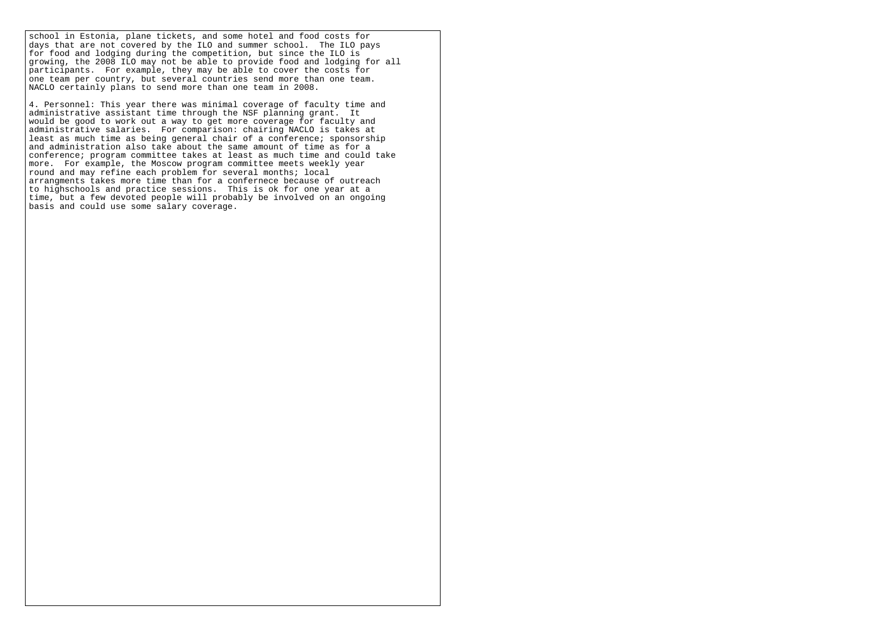school in Estonia, plane tickets, and some hotel and food costs for days that are not covered by the ILO and summer school. The ILO pays for food and lodging during the competition, but since the ILO is growing, the 2008 ILO may not be able to provide food and lodging for all participants. For example, they may be able to cover the costs for one team per country, but several countries send more than one team. NACLO certainly plans to send more than one team in 2008.

4. Personnel: This year there was minimal coverage of faculty time and administrative assistant time through the NSF planning grant. It would be good to work out a way to get more coverage for faculty and administrative salaries. For comparison: chairing NACLO is takes at least as much time as being general chair of a conference; sponsorship and administration also take about the same amount of time as for a conference; program committee takes at least as much time and could take more. For example, the Moscow program committee meets weekly year round and may refine each problem for several months; local arrangments takes more time than for a confernece because of outreach to highschools and practice sessions. This is ok for one year at a time, but a few devoted people will probably be involved on an ongoing basis and could use some salary coverage.